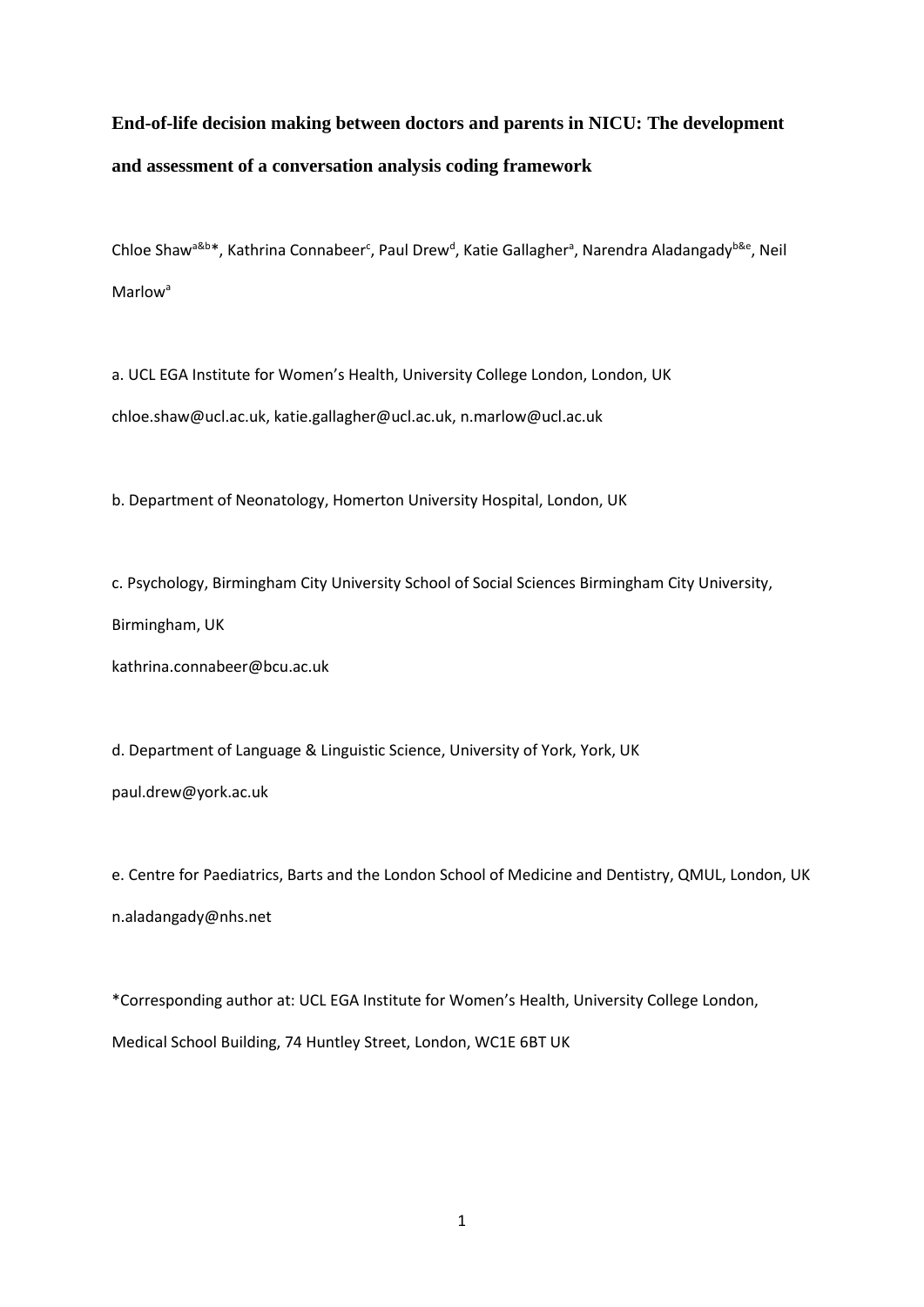# End-of-life decision making between doctors and parents in NICU: The development and assessment of a conversation analysis coding framework

Chloe Shaw[a&b]*, Kathrina Connabeer[c], Paul Drew[d], Katie Gallagher[a], Narendra Aladangady[b&e], Neil Marlow[a]

a. UCL EGA Institute for Women's Health, University College London, London, UK
chloe.shaw@ucl.ac.uk, katie.gallagher@ucl.ac.uk, n.marlow@ucl.ac.uk

b. Department of Neonatology, Homerton University Hospital, London, UK

c. Psychology, Birmingham City University School of Social Sciences Birmingham City University, Birmingham, UK
kathrina.connabeer@bcu.ac.uk

d. Department of Language & Linguistic Science, University of York, York, UK
paul.drew@york.ac.uk

e. Centre for Paediatrics, Barts and the London School of Medicine and Dentistry, QMUL, London, UK
n.aladangady@nhs.net

*Corresponding author at: UCL EGA Institute for Women's Health, University College London, Medical School Building, 74 Huntley Street, London, WC1E 6BT UK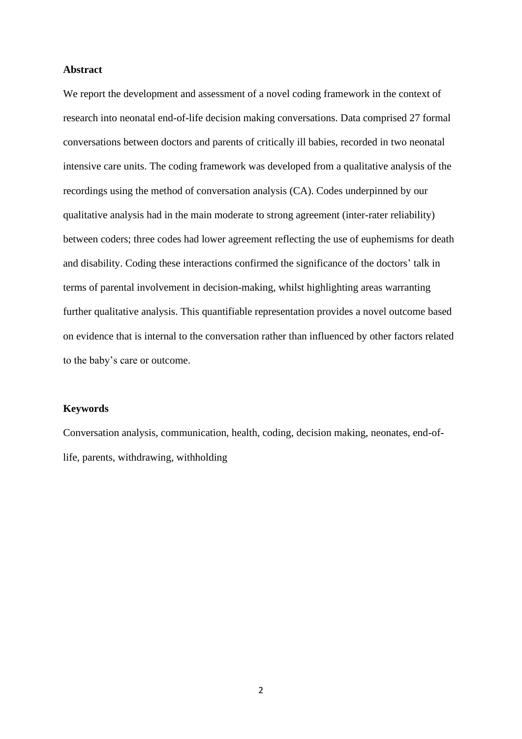## Abstract

We report the development and assessment of a novel coding framework in the context of research into neonatal end-of-life decision making conversations. Data comprised 27 formal conversations between doctors and parents of critically ill babies, recorded in two neonatal intensive care units. The coding framework was developed from a qualitative analysis of the recordings using the method of conversation analysis (CA). Codes underpinned by our qualitative analysis had in the main moderate to strong agreement (inter-rater reliability) between coders; three codes had lower agreement reflecting the use of euphemisms for death and disability. Coding these interactions confirmed the significance of the doctors' talk in terms of parental involvement in decision-making, whilst highlighting areas warranting further qualitative analysis. This quantifiable representation provides a novel outcome based on evidence that is internal to the conversation rather than influenced by other factors related to the baby's care or outcome.

## Keywords

Conversation analysis, communication, health, coding, decision making, neonates, end-of-life, parents, withdrawing, withholding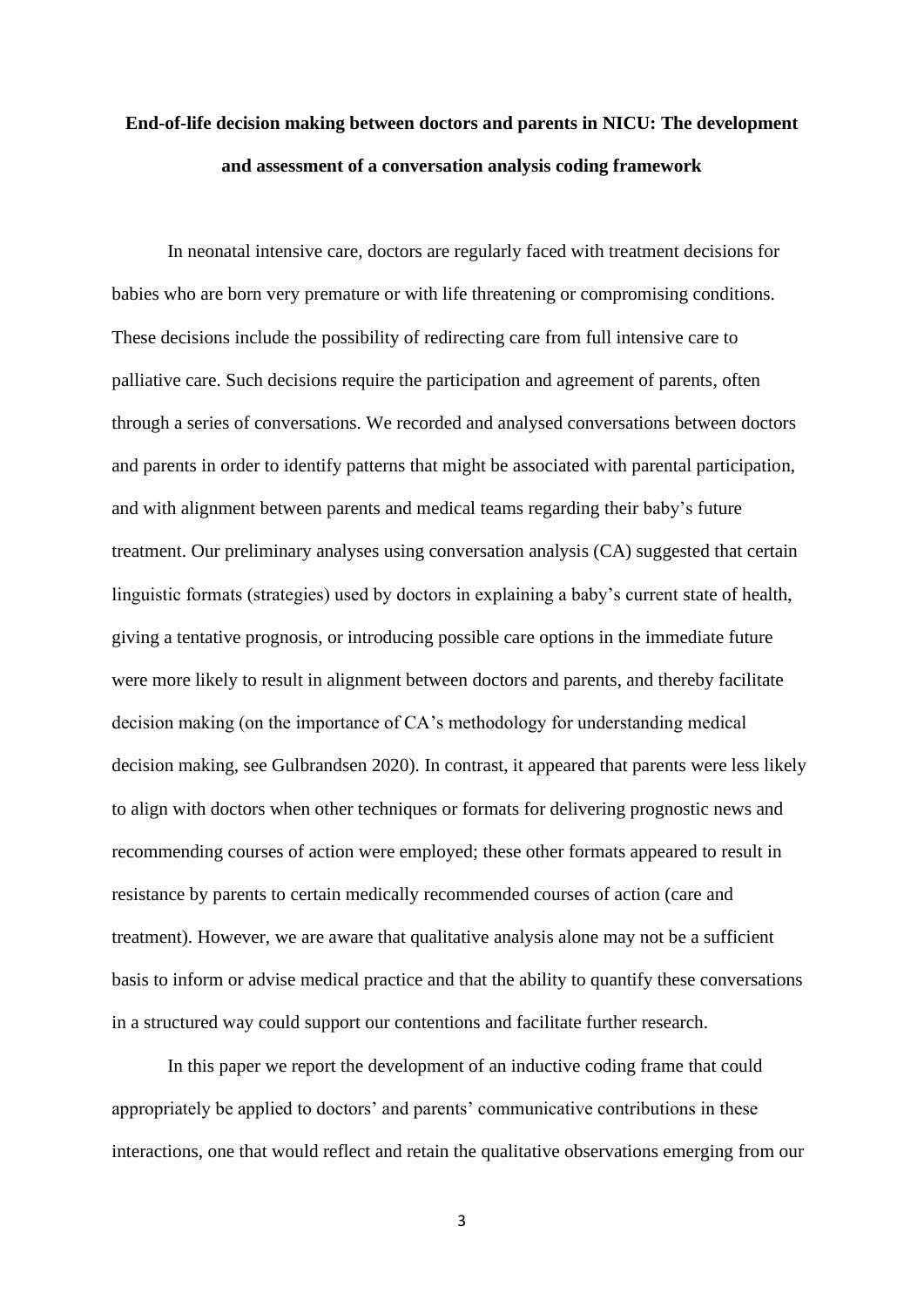**End-of-life decision making between doctors and parents in NICU: The development and assessment of a conversation analysis coding framework**

In neonatal intensive care, doctors are regularly faced with treatment decisions for babies who are born very premature or with life threatening or compromising conditions. These decisions include the possibility of redirecting care from full intensive care to palliative care. Such decisions require the participation and agreement of parents, often through a series of conversations. We recorded and analysed conversations between doctors and parents in order to identify patterns that might be associated with parental participation, and with alignment between parents and medical teams regarding their baby's future treatment. Our preliminary analyses using conversation analysis (CA) suggested that certain linguistic formats (strategies) used by doctors in explaining a baby's current state of health, giving a tentative prognosis, or introducing possible care options in the immediate future were more likely to result in alignment between doctors and parents, and thereby facilitate decision making (on the importance of CA's methodology for understanding medical decision making, see Gulbrandsen 2020). In contrast, it appeared that parents were less likely to align with doctors when other techniques or formats for delivering prognostic news and recommending courses of action were employed; these other formats appeared to result in resistance by parents to certain medically recommended courses of action (care and treatment). However, we are aware that qualitative analysis alone may not be a sufficient basis to inform or advise medical practice and that the ability to quantify these conversations in a structured way could support our contentions and facilitate further research.

In this paper we report the development of an inductive coding frame that could appropriately be applied to doctors' and parents' communicative contributions in these interactions, one that would reflect and retain the qualitative observations emerging from our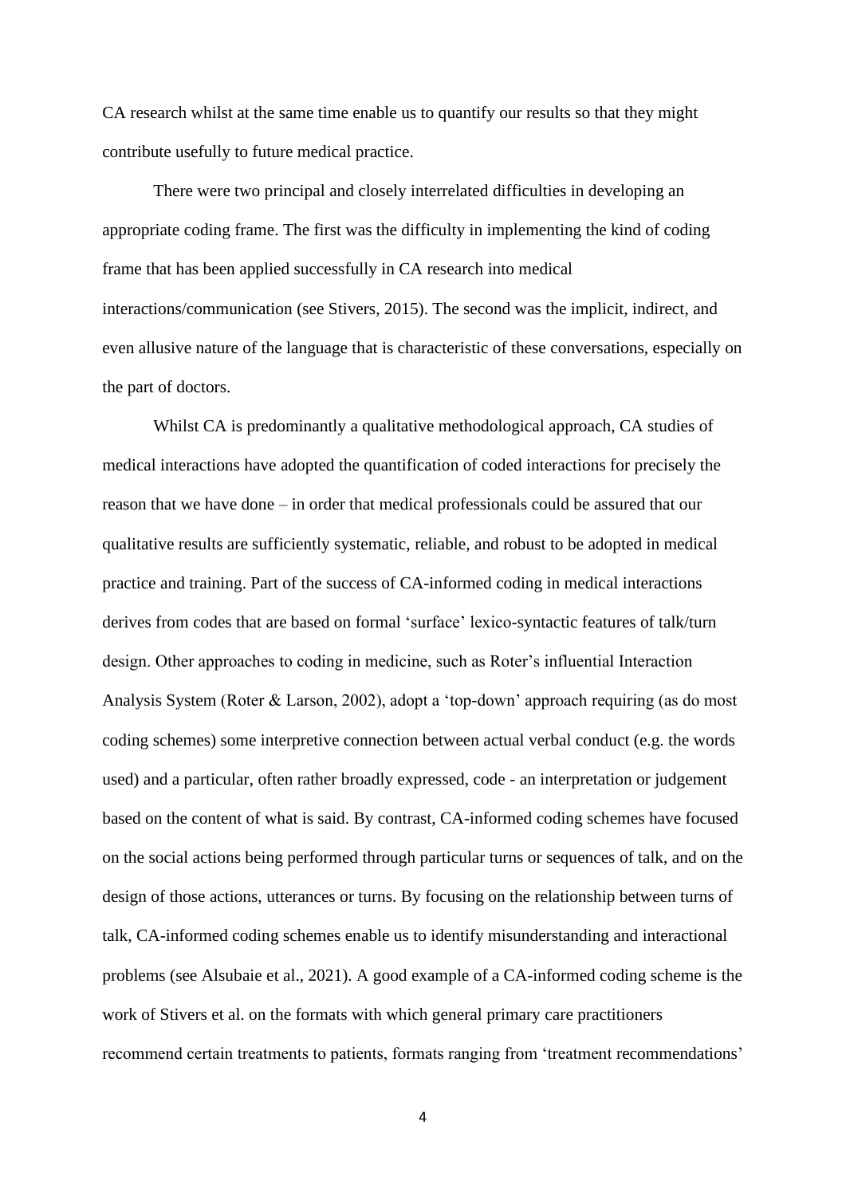CA research whilst at the same time enable us to quantify our results so that they might contribute usefully to future medical practice.

There were two principal and closely interrelated difficulties in developing an appropriate coding frame. The first was the difficulty in implementing the kind of coding frame that has been applied successfully in CA research into medical interactions/communication (see Stivers, 2015). The second was the implicit, indirect, and even allusive nature of the language that is characteristic of these conversations, especially on the part of doctors.

Whilst CA is predominantly a qualitative methodological approach, CA studies of medical interactions have adopted the quantification of coded interactions for precisely the reason that we have done – in order that medical professionals could be assured that our qualitative results are sufficiently systematic, reliable, and robust to be adopted in medical practice and training. Part of the success of CA-informed coding in medical interactions derives from codes that are based on formal 'surface' lexico-syntactic features of talk/turn design. Other approaches to coding in medicine, such as Roter's influential Interaction Analysis System (Roter & Larson, 2002), adopt a 'top-down' approach requiring (as do most coding schemes) some interpretive connection between actual verbal conduct (e.g. the words used) and a particular, often rather broadly expressed, code - an interpretation or judgement based on the content of what is said. By contrast, CA-informed coding schemes have focused on the social actions being performed through particular turns or sequences of talk, and on the design of those actions, utterances or turns. By focusing on the relationship between turns of talk, CA-informed coding schemes enable us to identify misunderstanding and interactional problems (see Alsubaie et al., 2021). A good example of a CA-informed coding scheme is the work of Stivers et al. on the formats with which general primary care practitioners recommend certain treatments to patients, formats ranging from 'treatment recommendations'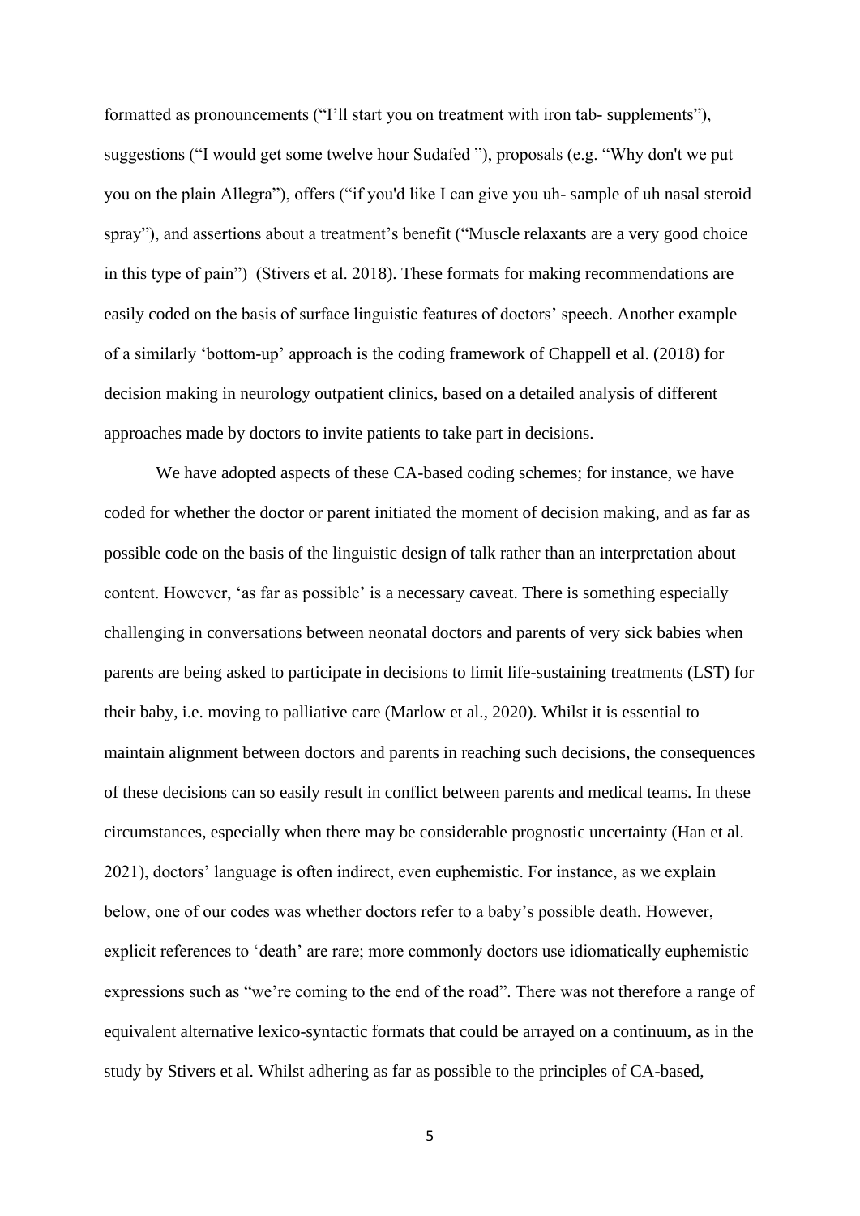formatted as pronouncements ("I'll start you on treatment with iron tab- supplements"), suggestions ("I would get some twelve hour Sudafed "), proposals (e.g. "Why don't we put you on the plain Allegra"), offers ("if you'd like I can give you uh- sample of uh nasal steroid spray"), and assertions about a treatment's benefit ("Muscle relaxants are a very good choice in this type of pain") (Stivers et al. 2018). These formats for making recommendations are easily coded on the basis of surface linguistic features of doctors' speech. Another example of a similarly 'bottom-up' approach is the coding framework of Chappell et al. (2018) for decision making in neurology outpatient clinics, based on a detailed analysis of different approaches made by doctors to invite patients to take part in decisions.

We have adopted aspects of these CA-based coding schemes; for instance, we have coded for whether the doctor or parent initiated the moment of decision making, and as far as possible code on the basis of the linguistic design of talk rather than an interpretation about content. However, 'as far as possible' is a necessary caveat. There is something especially challenging in conversations between neonatal doctors and parents of very sick babies when parents are being asked to participate in decisions to limit life-sustaining treatments (LST) for their baby, i.e. moving to palliative care (Marlow et al., 2020). Whilst it is essential to maintain alignment between doctors and parents in reaching such decisions, the consequences of these decisions can so easily result in conflict between parents and medical teams. In these circumstances, especially when there may be considerable prognostic uncertainty (Han et al. 2021), doctors' language is often indirect, even euphemistic. For instance, as we explain below, one of our codes was whether doctors refer to a baby's possible death. However, explicit references to 'death' are rare; more commonly doctors use idiomatically euphemistic expressions such as "we're coming to the end of the road". There was not therefore a range of equivalent alternative lexico-syntactic formats that could be arrayed on a continuum, as in the study by Stivers et al. Whilst adhering as far as possible to the principles of CA-based,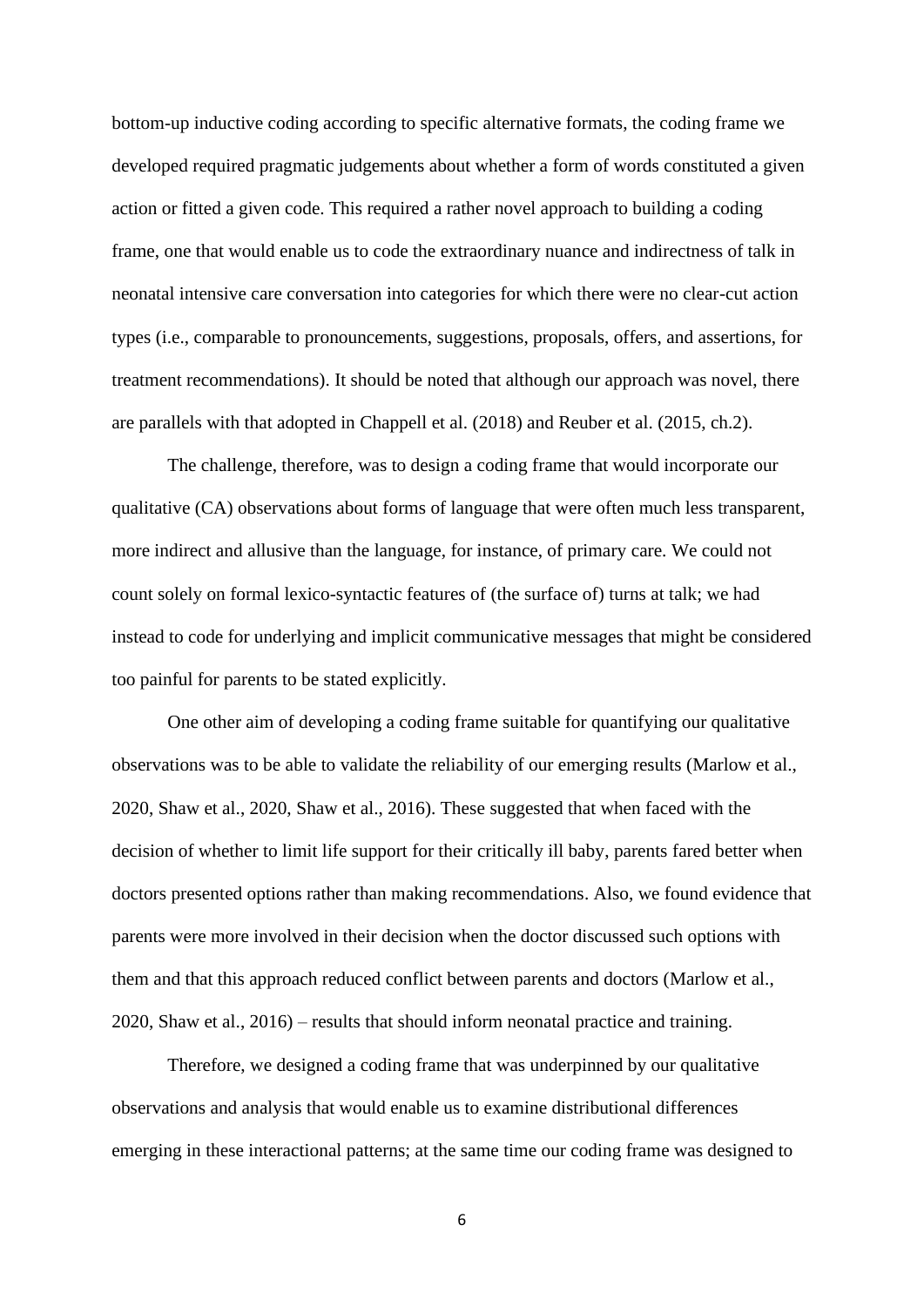bottom-up inductive coding according to specific alternative formats, the coding frame we developed required pragmatic judgements about whether a form of words constituted a given action or fitted a given code. This required a rather novel approach to building a coding frame, one that would enable us to code the extraordinary nuance and indirectness of talk in neonatal intensive care conversation into categories for which there were no clear-cut action types (i.e., comparable to pronouncements, suggestions, proposals, offers, and assertions, for treatment recommendations). It should be noted that although our approach was novel, there are parallels with that adopted in Chappell et al. (2018) and Reuber et al. (2015, ch.2).

The challenge, therefore, was to design a coding frame that would incorporate our qualitative (CA) observations about forms of language that were often much less transparent, more indirect and allusive than the language, for instance, of primary care. We could not count solely on formal lexico-syntactic features of (the surface of) turns at talk; we had instead to code for underlying and implicit communicative messages that might be considered too painful for parents to be stated explicitly.

One other aim of developing a coding frame suitable for quantifying our qualitative observations was to be able to validate the reliability of our emerging results (Marlow et al., 2020, Shaw et al., 2020, Shaw et al., 2016). These suggested that when faced with the decision of whether to limit life support for their critically ill baby, parents fared better when doctors presented options rather than making recommendations. Also, we found evidence that parents were more involved in their decision when the doctor discussed such options with them and that this approach reduced conflict between parents and doctors (Marlow et al., 2020, Shaw et al., 2016) – results that should inform neonatal practice and training.

Therefore, we designed a coding frame that was underpinned by our qualitative observations and analysis that would enable us to examine distributional differences emerging in these interactional patterns; at the same time our coding frame was designed to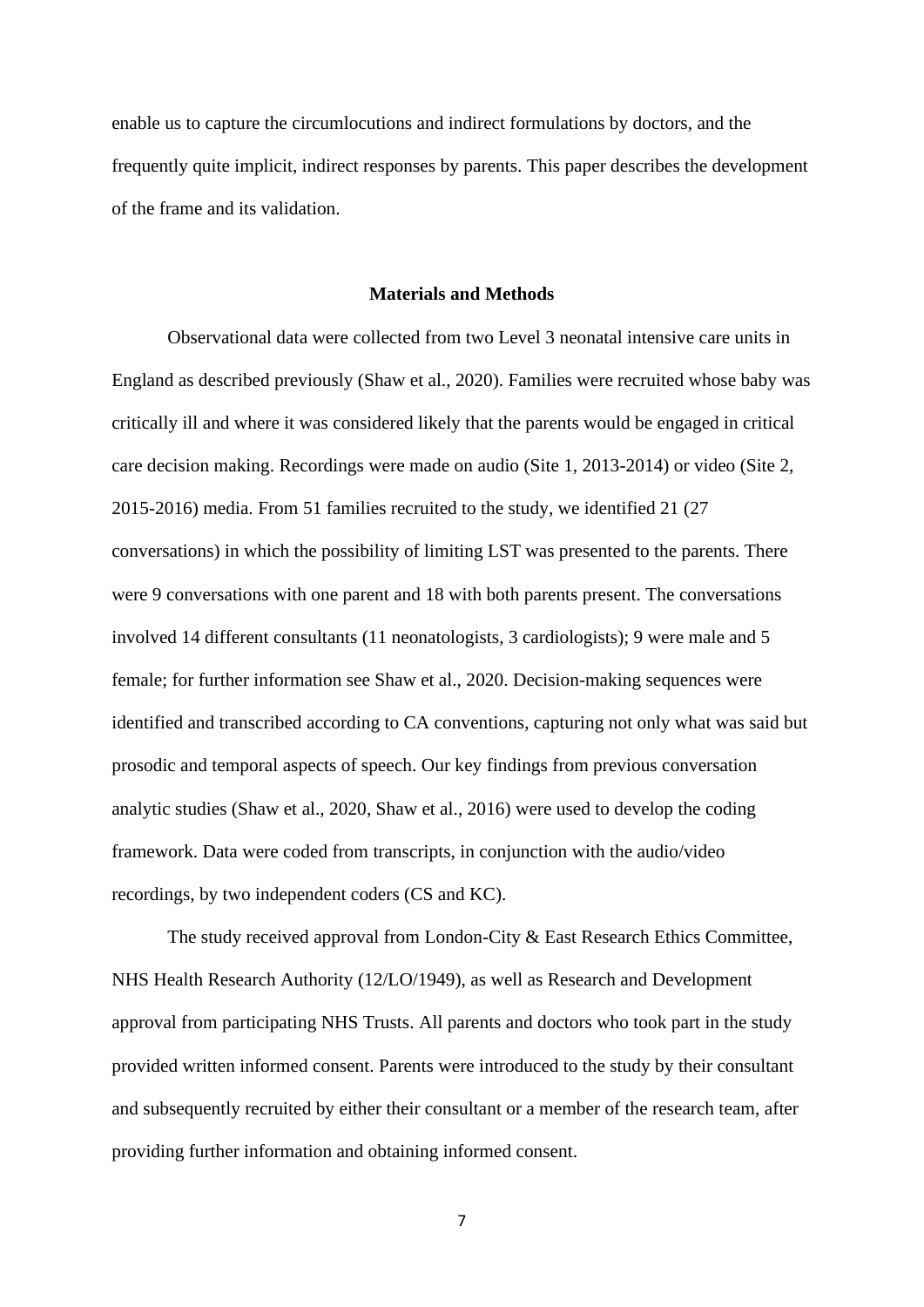enable us to capture the circumlocutions and indirect formulations by doctors, and the frequently quite implicit, indirect responses by parents. This paper describes the development of the frame and its validation.

## Materials and Methods

Observational data were collected from two Level 3 neonatal intensive care units in England as described previously (Shaw et al., 2020). Families were recruited whose baby was critically ill and where it was considered likely that the parents would be engaged in critical care decision making. Recordings were made on audio (Site 1, 2013-2014) or video (Site 2, 2015-2016) media. From 51 families recruited to the study, we identified 21 (27 conversations) in which the possibility of limiting LST was presented to the parents. There were 9 conversations with one parent and 18 with both parents present. The conversations involved 14 different consultants (11 neonatologists, 3 cardiologists); 9 were male and 5 female; for further information see Shaw et al., 2020. Decision-making sequences were identified and transcribed according to CA conventions, capturing not only what was said but prosodic and temporal aspects of speech. Our key findings from previous conversation analytic studies (Shaw et al., 2020, Shaw et al., 2016) were used to develop the coding framework. Data were coded from transcripts, in conjunction with the audio/video recordings, by two independent coders (CS and KC).

The study received approval from London-City & East Research Ethics Committee, NHS Health Research Authority (12/LO/1949), as well as Research and Development approval from participating NHS Trusts. All parents and doctors who took part in the study provided written informed consent. Parents were introduced to the study by their consultant and subsequently recruited by either their consultant or a member of the research team, after providing further information and obtaining informed consent.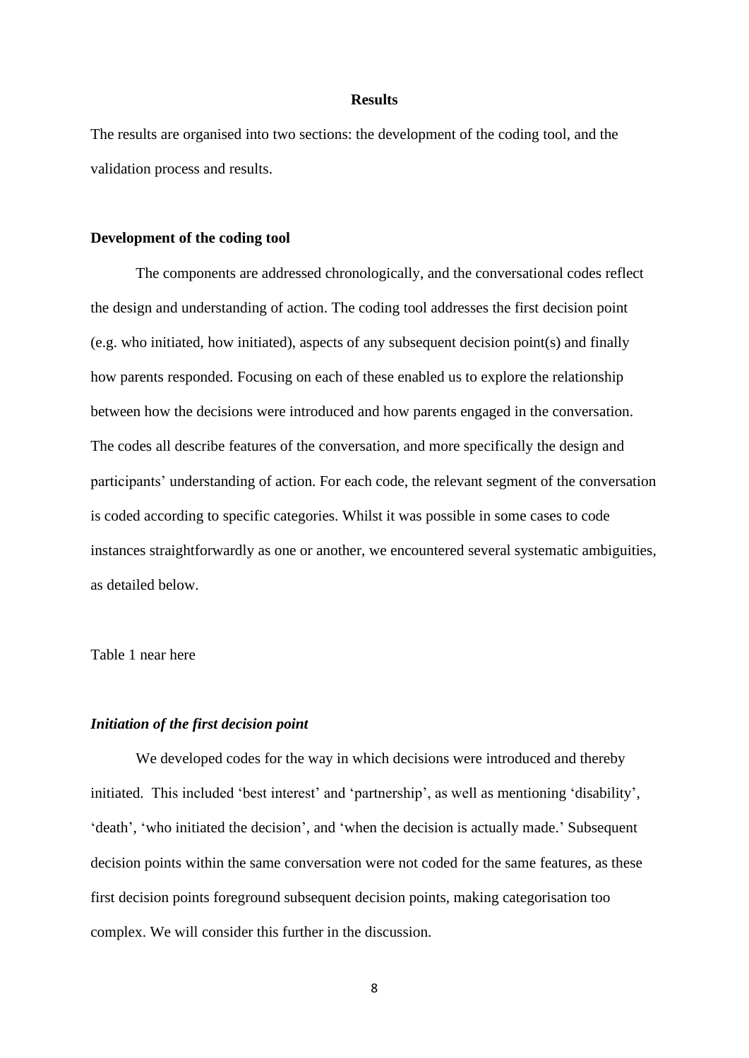## Results

The results are organised into two sections: the development of the coding tool, and the validation process and results.

### Development of the coding tool

The components are addressed chronologically, and the conversational codes reflect the design and understanding of action. The coding tool addresses the first decision point (e.g. who initiated, how initiated), aspects of any subsequent decision point(s) and finally how parents responded. Focusing on each of these enabled us to explore the relationship between how the decisions were introduced and how parents engaged in the conversation. The codes all describe features of the conversation, and more specifically the design and participants' understanding of action. For each code, the relevant segment of the conversation is coded according to specific categories. Whilst it was possible in some cases to code instances straightforwardly as one or another, we encountered several systematic ambiguities, as detailed below.

Table 1 near here

#### *Initiation of the first decision point*

We developed codes for the way in which decisions were introduced and thereby initiated. This included 'best interest' and 'partnership', as well as mentioning 'disability', 'death', 'who initiated the decision', and 'when the decision is actually made.' Subsequent decision points within the same conversation were not coded for the same features, as these first decision points foreground subsequent decision points, making categorisation too complex. We will consider this further in the discussion.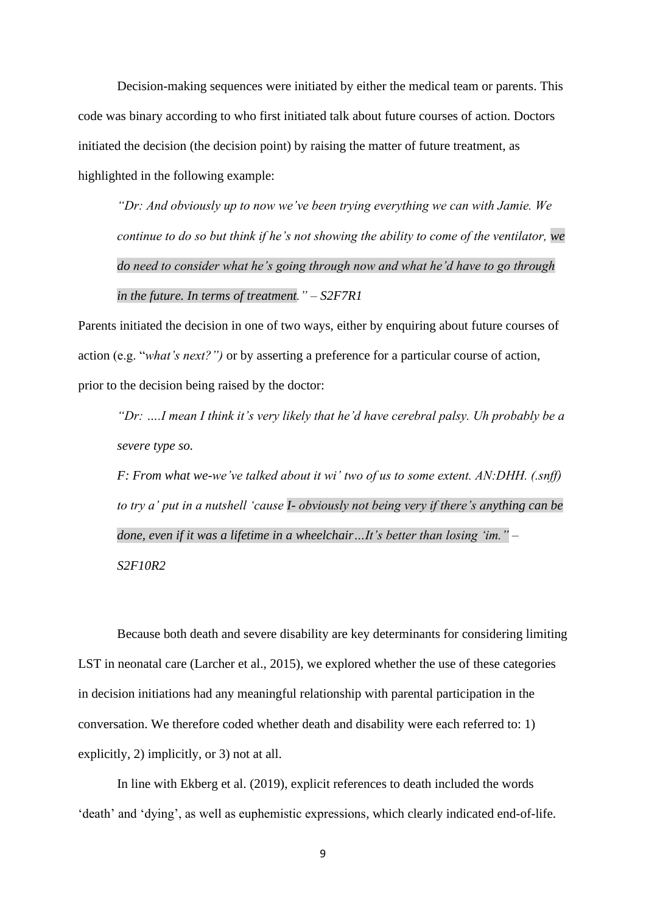Decision-making sequences were initiated by either the medical team or parents. This code was binary according to who first initiated talk about future courses of action. Doctors initiated the decision (the decision point) by raising the matter of future treatment, as highlighted in the following example:

> *"Dr: And obviously up to now we've been trying everything we can with Jamie. We continue to do so but think if he's not showing the ability to come of the ventilator, we do need to consider what he's going through now and what he'd have to go through in the future. In terms of treatment." – S2F7R1*

Parents initiated the decision in one of two ways, either by enquiring about future courses of action (e.g. "*what's next?")* or by asserting a preference for a particular course of action, prior to the decision being raised by the doctor:

> *"Dr: ….I mean I think it's very likely that he'd have cerebral palsy. Uh probably be a severe type so.*
>
> *F: From what we-we've talked about it wi' two of us to some extent. AN:DHH. (.snff) to try a' put in a nutshell 'cause I- obviously not being very if there's anything can be done, even if it was a lifetime in a wheelchair…It's better than losing 'im." – S2F10R2*

Because both death and severe disability are key determinants for considering limiting LST in neonatal care (Larcher et al., 2015), we explored whether the use of these categories in decision initiations had any meaningful relationship with parental participation in the conversation. We therefore coded whether death and disability were each referred to: 1) explicitly, 2) implicitly, or 3) not at all.

In line with Ekberg et al. (2019), explicit references to death included the words 'death' and 'dying', as well as euphemistic expressions, which clearly indicated end-of-life.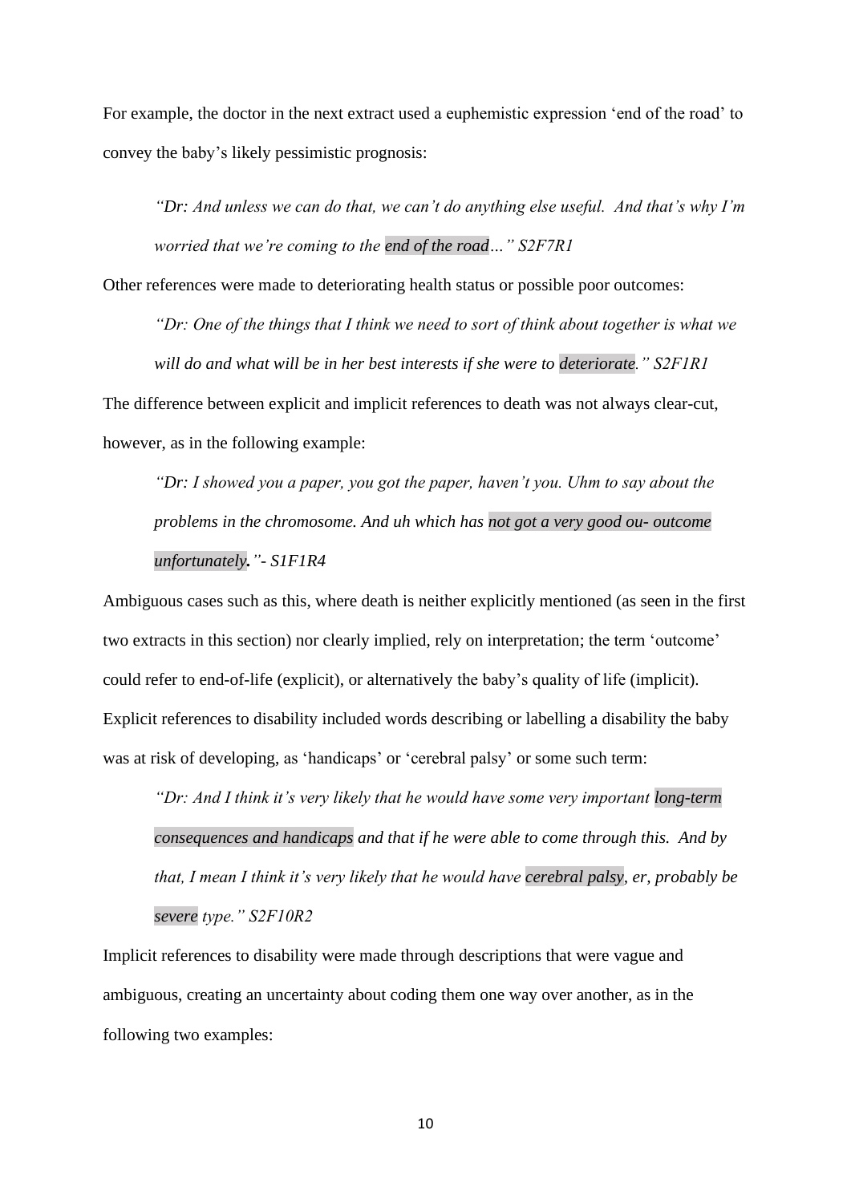For example, the doctor in the next extract used a euphemistic expression 'end of the road' to convey the baby's likely pessimistic prognosis:

> *"Dr: And unless we can do that, we can't do anything else useful. And that's why I'm worried that we're coming to the end of the road…" S2F7R1*

Other references were made to deteriorating health status or possible poor outcomes:

> *"Dr: One of the things that I think we need to sort of think about together is what we will do and what will be in her best interests if she were to deteriorate." S2F1R1*

The difference between explicit and implicit references to death was not always clear-cut, however, as in the following example:

> *"Dr: I showed you a paper, you got the paper, haven't you. Uhm to say about the problems in the chromosome. And uh which has not got a very good ou- outcome unfortunately."- S1F1R4*

Ambiguous cases such as this, where death is neither explicitly mentioned (as seen in the first two extracts in this section) nor clearly implied, rely on interpretation; the term 'outcome' could refer to end-of-life (explicit), or alternatively the baby's quality of life (implicit). Explicit references to disability included words describing or labelling a disability the baby was at risk of developing, as 'handicaps' or 'cerebral palsy' or some such term:

> *"Dr: And I think it's very likely that he would have some very important long-term consequences and handicaps and that if he were able to come through this. And by that, I mean I think it's very likely that he would have cerebral palsy, er, probably be severe type." S2F10R2*

Implicit references to disability were made through descriptions that were vague and ambiguous, creating an uncertainty about coding them one way over another, as in the following two examples: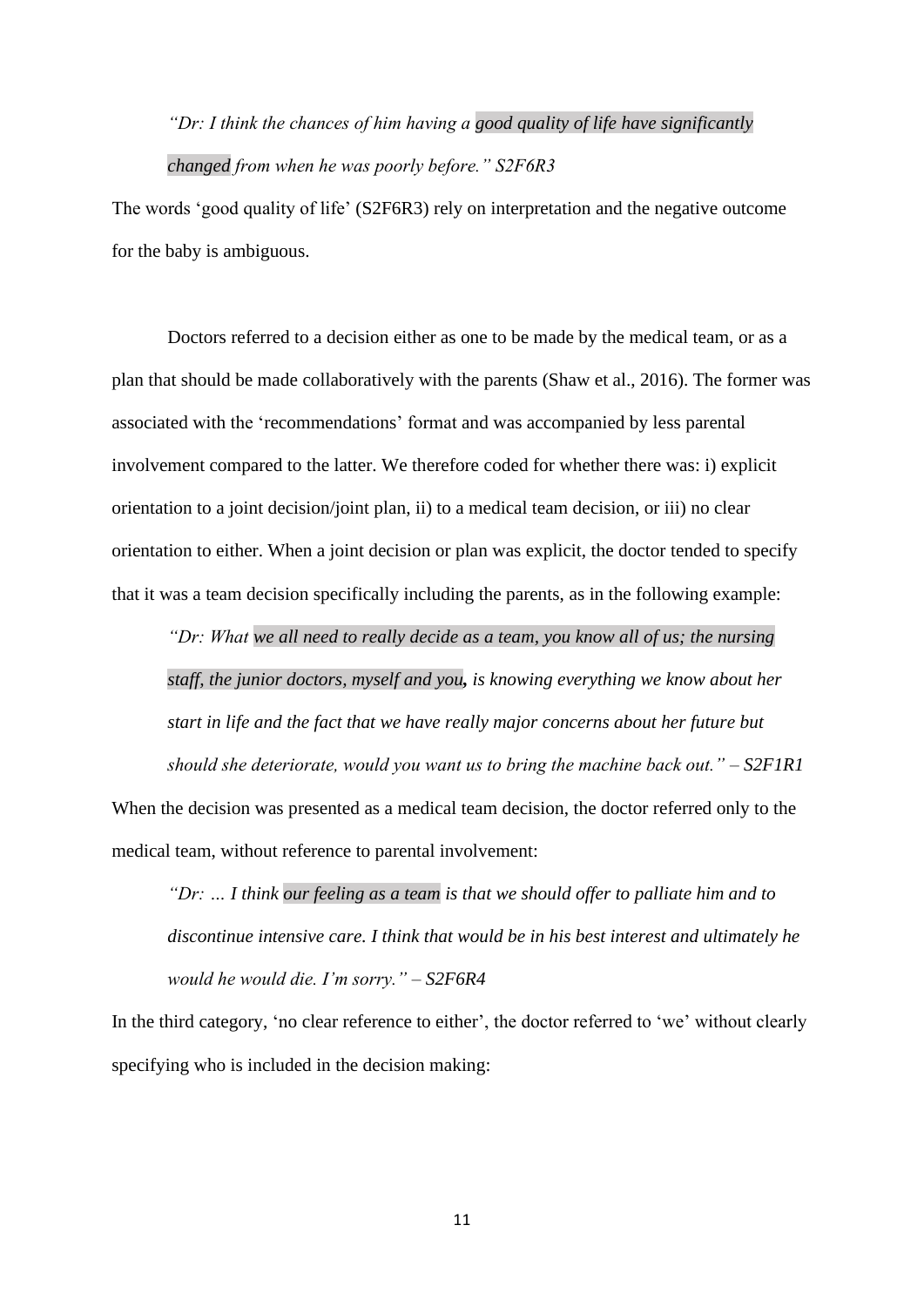*"Dr: I think the chances of him having a good quality of life have significantly changed from when he was poorly before." S2F6R3*

The words 'good quality of life' (S2F6R3) rely on interpretation and the negative outcome for the baby is ambiguous.

Doctors referred to a decision either as one to be made by the medical team, or as a plan that should be made collaboratively with the parents (Shaw et al., 2016). The former was associated with the 'recommendations' format and was accompanied by less parental involvement compared to the latter. We therefore coded for whether there was: i) explicit orientation to a joint decision/joint plan, ii) to a medical team decision, or iii) no clear orientation to either. When a joint decision or plan was explicit, the doctor tended to specify that it was a team decision specifically including the parents, as in the following example:

*"Dr: What we all need to really decide as a team, you know all of us; the nursing staff, the junior doctors, myself and you, is knowing everything we know about her start in life and the fact that we have really major concerns about her future but should she deteriorate, would you want us to bring the machine back out." – S2F1R1*

When the decision was presented as a medical team decision, the doctor referred only to the medical team, without reference to parental involvement:

*"Dr: … I think our feeling as a team is that we should offer to palliate him and to discontinue intensive care. I think that would be in his best interest and ultimately he would he would die. I'm sorry." – S2F6R4*

In the third category, 'no clear reference to either', the doctor referred to 'we' without clearly specifying who is included in the decision making: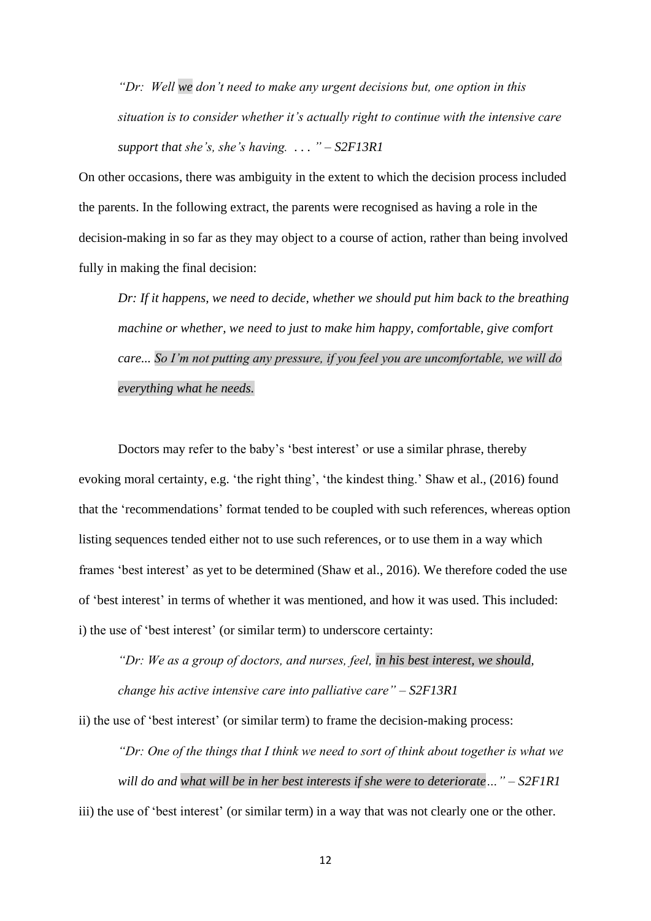*"Dr: Well we don't need to make any urgent decisions but, one option in this situation is to consider whether it's actually right to continue with the intensive care support that she's, she's having. . . . " – S2F13R1*

On other occasions, there was ambiguity in the extent to which the decision process included the parents. In the following extract, the parents were recognised as having a role in the decision-making in so far as they may object to a course of action, rather than being involved fully in making the final decision:

> *Dr: If it happens, we need to decide, whether we should put him back to the breathing machine or whether, we need to just to make him happy, comfortable, give comfort care... So I'm not putting any pressure, if you feel you are uncomfortable, we will do everything what he needs.*

Doctors may refer to the baby's 'best interest' or use a similar phrase, thereby evoking moral certainty, e.g. 'the right thing', 'the kindest thing.' Shaw et al., (2016) found that the 'recommendations' format tended to be coupled with such references, whereas option listing sequences tended either not to use such references, or to use them in a way which frames 'best interest' as yet to be determined (Shaw et al., 2016). We therefore coded the use of 'best interest' in terms of whether it was mentioned, and how it was used. This included: i) the use of 'best interest' (or similar term) to underscore certainty:

> *"Dr: We as a group of doctors, and nurses, feel, in his best interest, we should, change his active intensive care into palliative care" – S2F13R1*

ii) the use of 'best interest' (or similar term) to frame the decision-making process:

> *"Dr: One of the things that I think we need to sort of think about together is what we will do and what will be in her best interests if she were to deteriorate…" – S2F1R1*

iii) the use of 'best interest' (or similar term) in a way that was not clearly one or the other.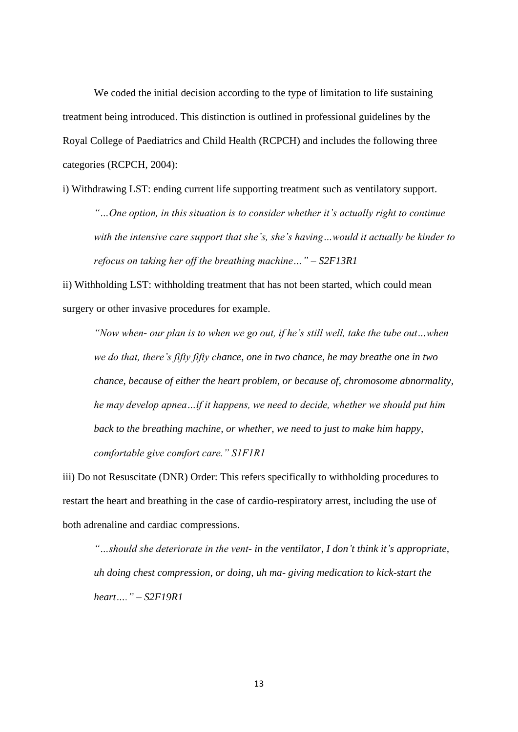We coded the initial decision according to the type of limitation to life sustaining treatment being introduced. This distinction is outlined in professional guidelines by the Royal College of Paediatrics and Child Health (RCPCH) and includes the following three categories (RCPCH, 2004):

i) Withdrawing LST: ending current life supporting treatment such as ventilatory support.

> *"…One option, in this situation is to consider whether it's actually right to continue with the intensive care support that she's, she's having…would it actually be kinder to refocus on taking her off the breathing machine…" – S2F13R1*

ii) Withholding LST: withholding treatment that has not been started, which could mean surgery or other invasive procedures for example.

> *"Now when- our plan is to when we go out, if he's still well, take the tube out…when we do that, there's fifty fifty chance, one in two chance, he may breathe one in two chance, because of either the heart problem, or because of, chromosome abnormality, he may develop apnea…if it happens, we need to decide, whether we should put him back to the breathing machine, or whether, we need to just to make him happy, comfortable give comfort care." S1F1R1*

iii) Do not Resuscitate (DNR) Order: This refers specifically to withholding procedures to restart the heart and breathing in the case of cardio-respiratory arrest, including the use of both adrenaline and cardiac compressions.

> *"…should she deteriorate in the vent- in the ventilator, I don't think it's appropriate, uh doing chest compression, or doing, uh ma- giving medication to kick-start the heart…." – S2F19R1*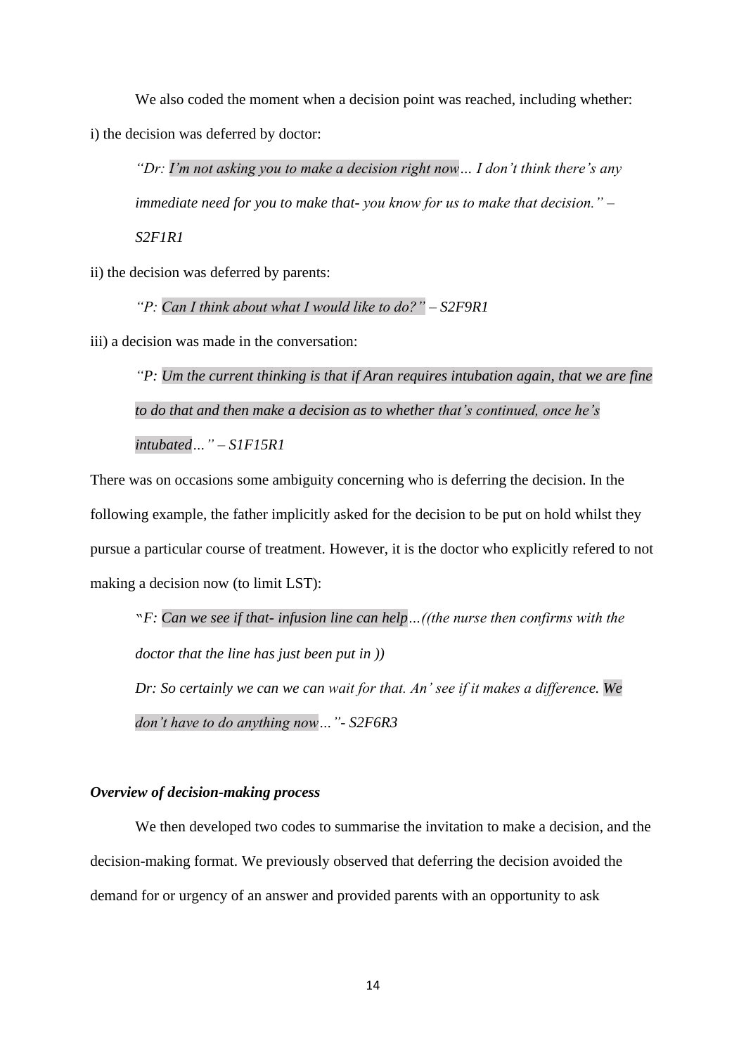We also coded the moment when a decision point was reached, including whether:

i) the decision was deferred by doctor:

> *"Dr: I'm not asking you to make a decision right now… I don't think there's any immediate need for you to make that- you know for us to make that decision." – S2F1R1*

ii) the decision was deferred by parents:

> *"P: Can I think about what I would like to do?" – S2F9R1*

iii) a decision was made in the conversation:

> *"P: Um the current thinking is that if Aran requires intubation again, that we are fine to do that and then make a decision as to whether that's continued, once he's intubated…" – S1F15R1*

There was on occasions some ambiguity concerning who is deferring the decision. In the following example, the father implicitly asked for the decision to be put on hold whilst they pursue a particular course of treatment. However, it is the doctor who explicitly refered to not making a decision now (to limit LST):

> *"F: Can we see if that- infusion line can help…((the nurse then confirms with the doctor that the line has just been put in ))*
>
> *Dr: So certainly we can we can wait for that. An' see if it makes a difference. We don't have to do anything now…"- S2F6R3*

### *Overview of decision-making process*

We then developed two codes to summarise the invitation to make a decision, and the decision-making format. We previously observed that deferring the decision avoided the demand for or urgency of an answer and provided parents with an opportunity to ask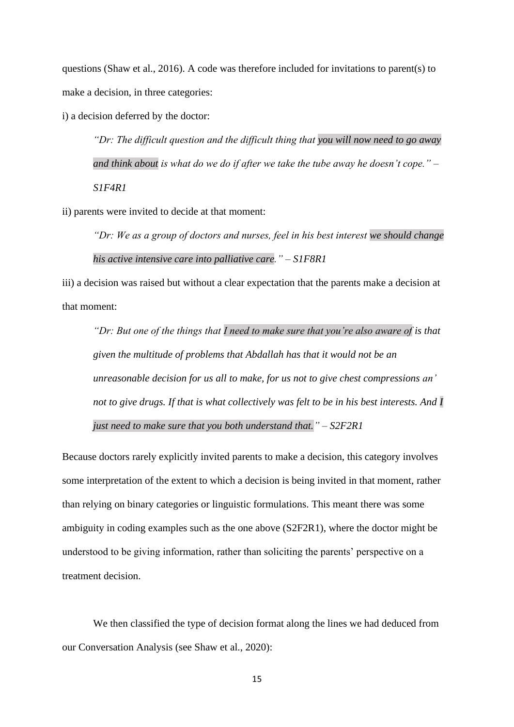questions (Shaw et al., 2016). A code was therefore included for invitations to parent(s) to make a decision, in three categories:

i) a decision deferred by the doctor:

> *"Dr: The difficult question and the difficult thing that you will now need to go away and think about is what do we do if after we take the tube away he doesn't cope." – S1F4R1*

ii) parents were invited to decide at that moment:

> *"Dr: We as a group of doctors and nurses, feel in his best interest we should change his active intensive care into palliative care." – S1F8R1*

iii) a decision was raised but without a clear expectation that the parents make a decision at that moment:

> *"Dr: But one of the things that I need to make sure that you're also aware of is that given the multitude of problems that Abdallah has that it would not be an unreasonable decision for us all to make, for us not to give chest compressions an' not to give drugs. If that is what collectively was felt to be in his best interests. And I just need to make sure that you both understand that." – S2F2R1*

Because doctors rarely explicitly invited parents to make a decision, this category involves some interpretation of the extent to which a decision is being invited in that moment, rather than relying on binary categories or linguistic formulations. This meant there was some ambiguity in coding examples such as the one above (S2F2R1), where the doctor might be understood to be giving information, rather than soliciting the parents' perspective on a treatment decision.

We then classified the type of decision format along the lines we had deduced from our Conversation Analysis (see Shaw et al., 2020):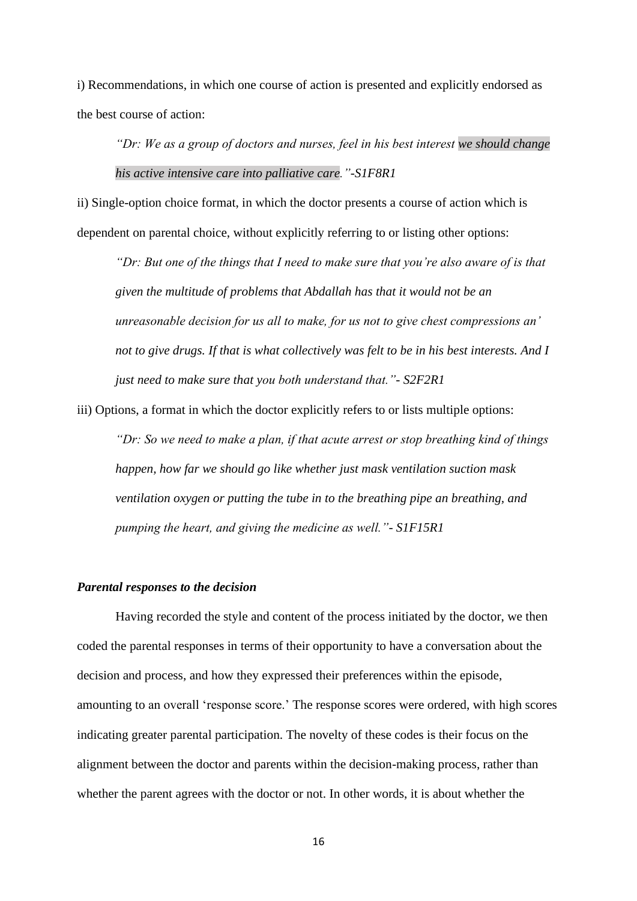i) Recommendations, in which one course of action is presented and explicitly endorsed as the best course of action:

> *"Dr: We as a group of doctors and nurses, feel in his best interest we should change his active intensive care into palliative care."-S1F8R1*

ii) Single-option choice format, in which the doctor presents a course of action which is dependent on parental choice, without explicitly referring to or listing other options:

> *"Dr: But one of the things that I need to make sure that you're also aware of is that given the multitude of problems that Abdallah has that it would not be an unreasonable decision for us all to make, for us not to give chest compressions an' not to give drugs. If that is what collectively was felt to be in his best interests. And I just need to make sure that you both understand that."- S2F2R1*

iii) Options, a format in which the doctor explicitly refers to or lists multiple options:

> *"Dr: So we need to make a plan, if that acute arrest or stop breathing kind of things happen, how far we should go like whether just mask ventilation suction mask ventilation oxygen or putting the tube in to the breathing pipe an breathing, and pumping the heart, and giving the medicine as well."- S1F15R1*

***Parental responses to the decision***

Having recorded the style and content of the process initiated by the doctor, we then coded the parental responses in terms of their opportunity to have a conversation about the decision and process, and how they expressed their preferences within the episode, amounting to an overall 'response score.' The response scores were ordered, with high scores indicating greater parental participation. The novelty of these codes is their focus on the alignment between the doctor and parents within the decision-making process, rather than whether the parent agrees with the doctor or not. In other words, it is about whether the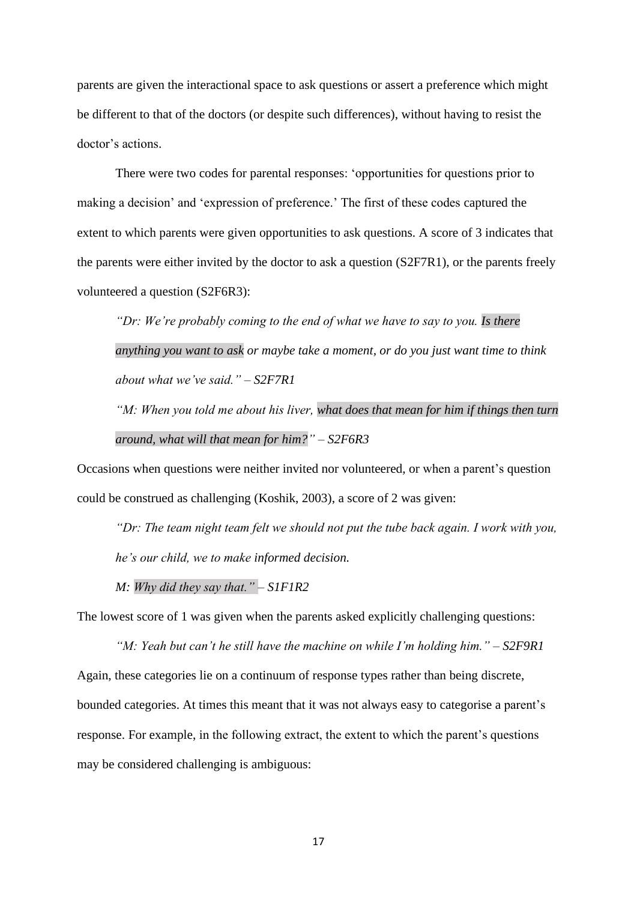parents are given the interactional space to ask questions or assert a preference which might be different to that of the doctors (or despite such differences), without having to resist the doctor's actions.

There were two codes for parental responses: 'opportunities for questions prior to making a decision' and 'expression of preference.' The first of these codes captured the extent to which parents were given opportunities to ask questions. A score of 3 indicates that the parents were either invited by the doctor to ask a question (S2F7R1), or the parents freely volunteered a question (S2F6R3):

> *"Dr: We're probably coming to the end of what we have to say to you. Is there anything you want to ask or maybe take a moment, or do you just want time to think about what we've said." – S2F7R1*
>
> *"M: When you told me about his liver, what does that mean for him if things then turn around, what will that mean for him?" – S2F6R3*

Occasions when questions were neither invited nor volunteered, or when a parent's question could be construed as challenging (Koshik, 2003), a score of 2 was given:

> *"Dr: The team night team felt we should not put the tube back again. I work with you, he's our child, we to make informed decision.*
>
> *M: Why did they say that." – S1F1R2*

The lowest score of 1 was given when the parents asked explicitly challenging questions:

> *"M: Yeah but can't he still have the machine on while I'm holding him." – S2F9R1*

Again, these categories lie on a continuum of response types rather than being discrete, bounded categories. At times this meant that it was not always easy to categorise a parent's response. For example, in the following extract, the extent to which the parent's questions may be considered challenging is ambiguous: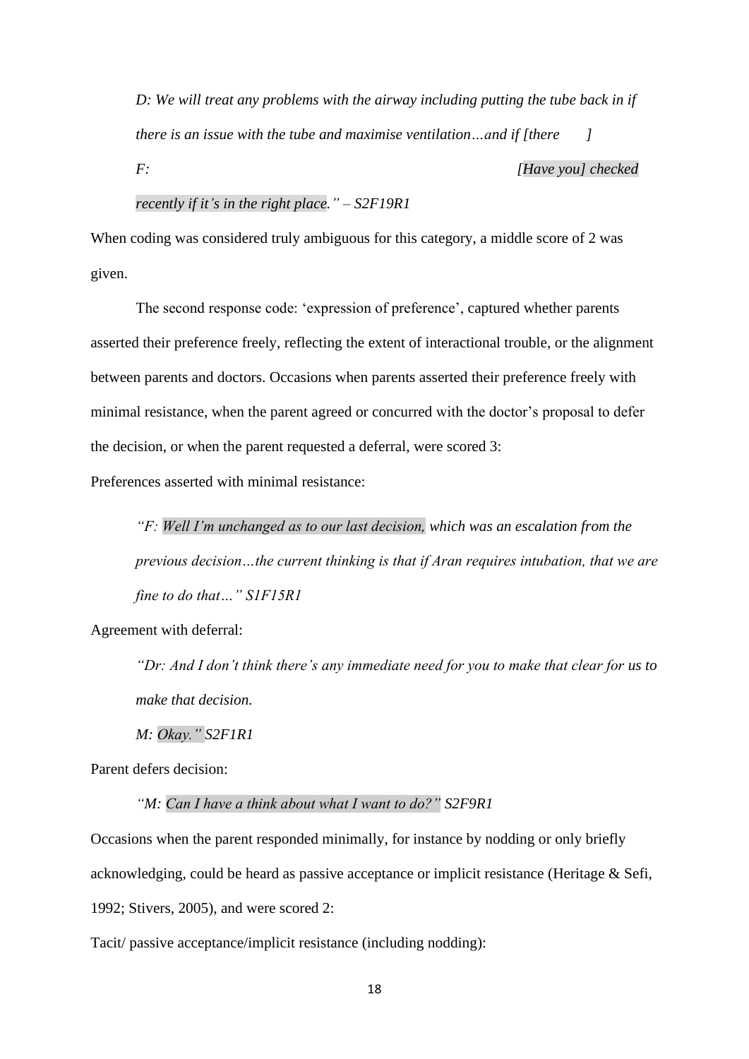*D: We will treat any problems with the airway including putting the tube back in if there is an issue with the tube and maximise ventilation…and if [there ]*

*F: [Have you] checked recently if it's in the right place." – S2F19R1*

When coding was considered truly ambiguous for this category, a middle score of 2 was given.

The second response code: 'expression of preference', captured whether parents asserted their preference freely, reflecting the extent of interactional trouble, or the alignment between parents and doctors. Occasions when parents asserted their preference freely with minimal resistance, when the parent agreed or concurred with the doctor's proposal to defer the decision, or when the parent requested a deferral, were scored 3:

Preferences asserted with minimal resistance:

> *"F: Well I'm unchanged as to our last decision, which was an escalation from the previous decision…the current thinking is that if Aran requires intubation, that we are fine to do that…" S1F15R1*

Agreement with deferral:

> *"Dr: And I don't think there's any immediate need for you to make that clear for us to make that decision.*
>
> *M: Okay." S2F1R1*

Parent defers decision:

> *"M: Can I have a think about what I want to do?" S2F9R1*

Occasions when the parent responded minimally, for instance by nodding or only briefly acknowledging, could be heard as passive acceptance or implicit resistance (Heritage & Sefi, 1992; Stivers, 2005), and were scored 2:

Tacit/ passive acceptance/implicit resistance (including nodding):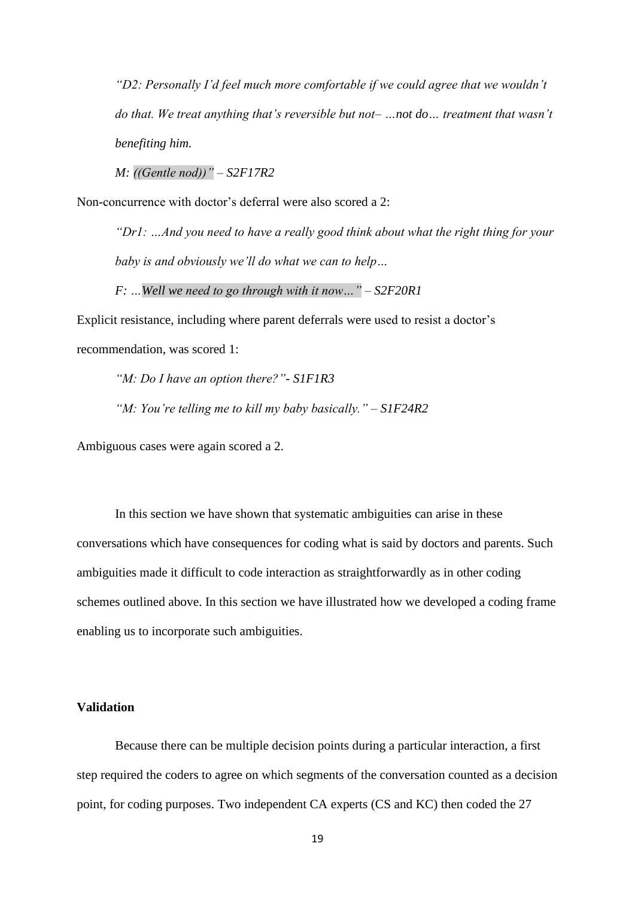*"D2: Personally I'd feel much more comfortable if we could agree that we wouldn't do that. We treat anything that's reversible but not– …not do… treatment that wasn't benefiting him.*

*M: ((Gentle nod))" – S2F17R2*

Non-concurrence with doctor's deferral were also scored a 2:

*"Dr1: …And you need to have a really good think about what the right thing for your baby is and obviously we'll do what we can to help…*

*F: …Well we need to go through with it now…" – S2F20R1*

Explicit resistance, including where parent deferrals were used to resist a doctor's recommendation, was scored 1:

*"M: Do I have an option there?"- S1F1R3*

*"M: You're telling me to kill my baby basically." – S1F24R2*

Ambiguous cases were again scored a 2.

In this section we have shown that systematic ambiguities can arise in these conversations which have consequences for coding what is said by doctors and parents. Such ambiguities made it difficult to code interaction as straightforwardly as in other coding schemes outlined above. In this section we have illustrated how we developed a coding frame enabling us to incorporate such ambiguities.

**Validation**

Because there can be multiple decision points during a particular interaction, a first step required the coders to agree on which segments of the conversation counted as a decision point, for coding purposes. Two independent CA experts (CS and KC) then coded the 27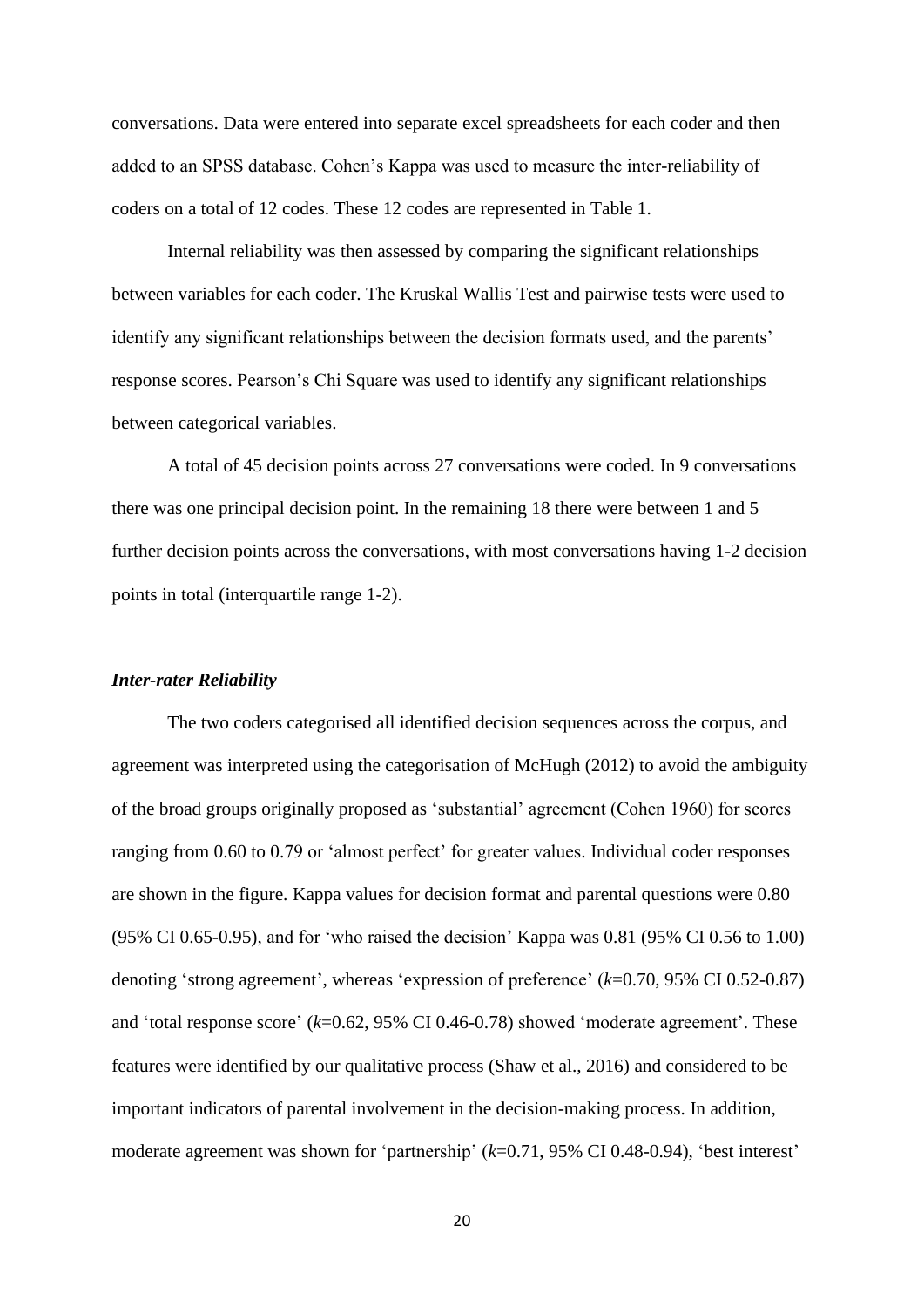conversations. Data were entered into separate excel spreadsheets for each coder and then added to an SPSS database. Cohen's Kappa was used to measure the inter-reliability of coders on a total of 12 codes. These 12 codes are represented in Table 1.

Internal reliability was then assessed by comparing the significant relationships between variables for each coder. The Kruskal Wallis Test and pairwise tests were used to identify any significant relationships between the decision formats used, and the parents' response scores. Pearson's Chi Square was used to identify any significant relationships between categorical variables.

A total of 45 decision points across 27 conversations were coded. In 9 conversations there was one principal decision point. In the remaining 18 there were between 1 and 5 further decision points across the conversations, with most conversations having 1-2 decision points in total (interquartile range 1-2).

### *Inter-rater Reliability*

The two coders categorised all identified decision sequences across the corpus, and agreement was interpreted using the categorisation of McHugh (2012) to avoid the ambiguity of the broad groups originally proposed as 'substantial' agreement (Cohen 1960) for scores ranging from 0.60 to 0.79 or 'almost perfect' for greater values. Individual coder responses are shown in the figure. Kappa values for decision format and parental questions were 0.80 (95% CI 0.65-0.95), and for 'who raised the decision' Kappa was 0.81 (95% CI 0.56 to 1.00) denoting 'strong agreement', whereas 'expression of preference' ($k$=0.70, 95% CI 0.52-0.87) and 'total response score' ($k$=0.62, 95% CI 0.46-0.78) showed 'moderate agreement'. These features were identified by our qualitative process (Shaw et al., 2016) and considered to be important indicators of parental involvement in the decision-making process. In addition, moderate agreement was shown for 'partnership' ($k$=0.71, 95% CI 0.48-0.94), 'best interest'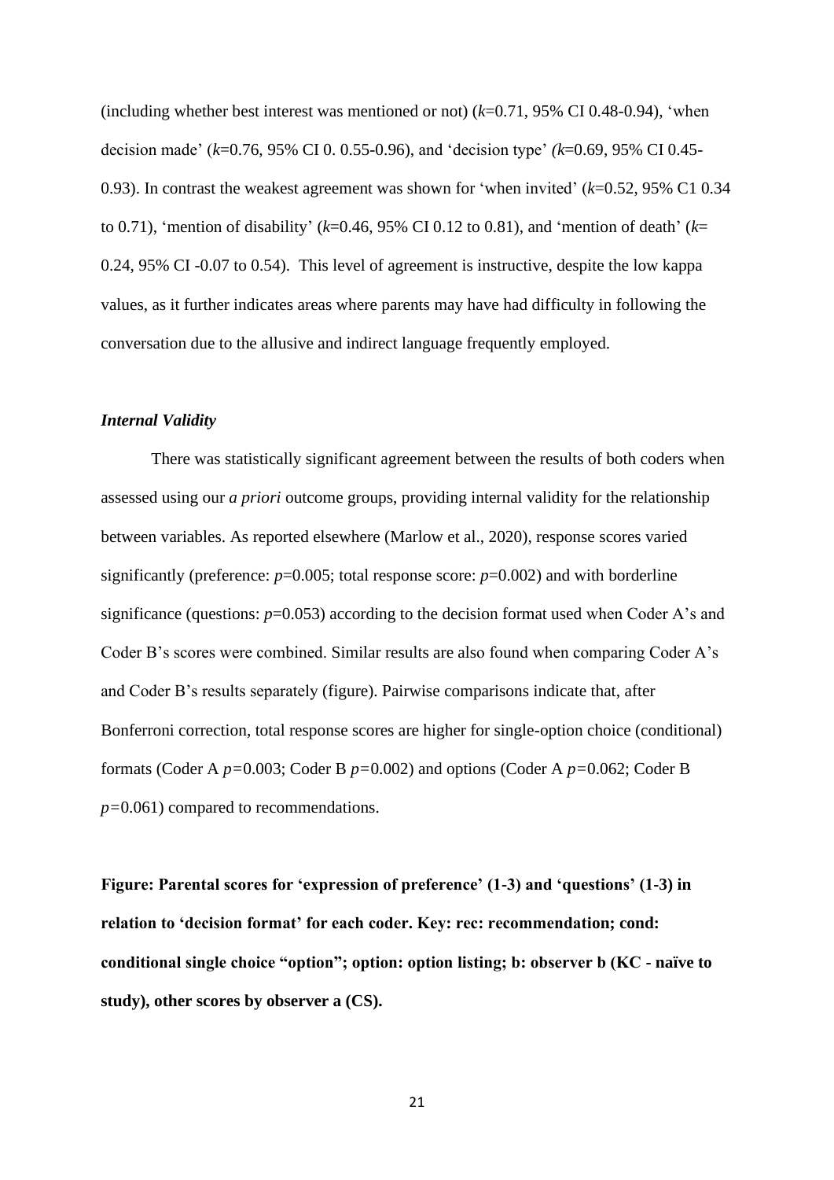(including whether best interest was mentioned or not) ($k$=0.71, 95% CI 0.48-0.94), 'when decision made' ($k$=0.76, 95% CI 0. 0.55-0.96), and 'decision type' *(k*=0.69, 95% CI 0.45-0.93). In contrast the weakest agreement was shown for 'when invited' ($k$=0.52, 95% C1 0.34 to 0.71), 'mention of disability' ($k$=0.46, 95% CI 0.12 to 0.81), and 'mention of death' ($k$= 0.24, 95% CI -0.07 to 0.54). This level of agreement is instructive, despite the low kappa values, as it further indicates areas where parents may have had difficulty in following the conversation due to the allusive and indirect language frequently employed.

### *Internal Validity*

There was statistically significant agreement between the results of both coders when assessed using our *a priori* outcome groups, providing internal validity for the relationship between variables. As reported elsewhere (Marlow et al., 2020), response scores varied significantly (preference: $p$=0.005; total response score: $p$=0.002) and with borderline significance (questions: $p$=0.053) according to the decision format used when Coder A's and Coder B's scores were combined. Similar results are also found when comparing Coder A's and Coder B's results separately (figure). Pairwise comparisons indicate that, after Bonferroni correction, total response scores are higher for single-option choice (conditional) formats (Coder A $p$=0.003; Coder B $p$=0.002) and options (Coder A $p$=0.062; Coder B $p$=0.061) compared to recommendations.

**Figure: Parental scores for 'expression of preference' (1-3) and 'questions' (1-3) in relation to 'decision format' for each coder. Key: rec: recommendation; cond: conditional single choice "option"; option: option listing; b: observer b (KC - naïve to study), other scores by observer a (CS).**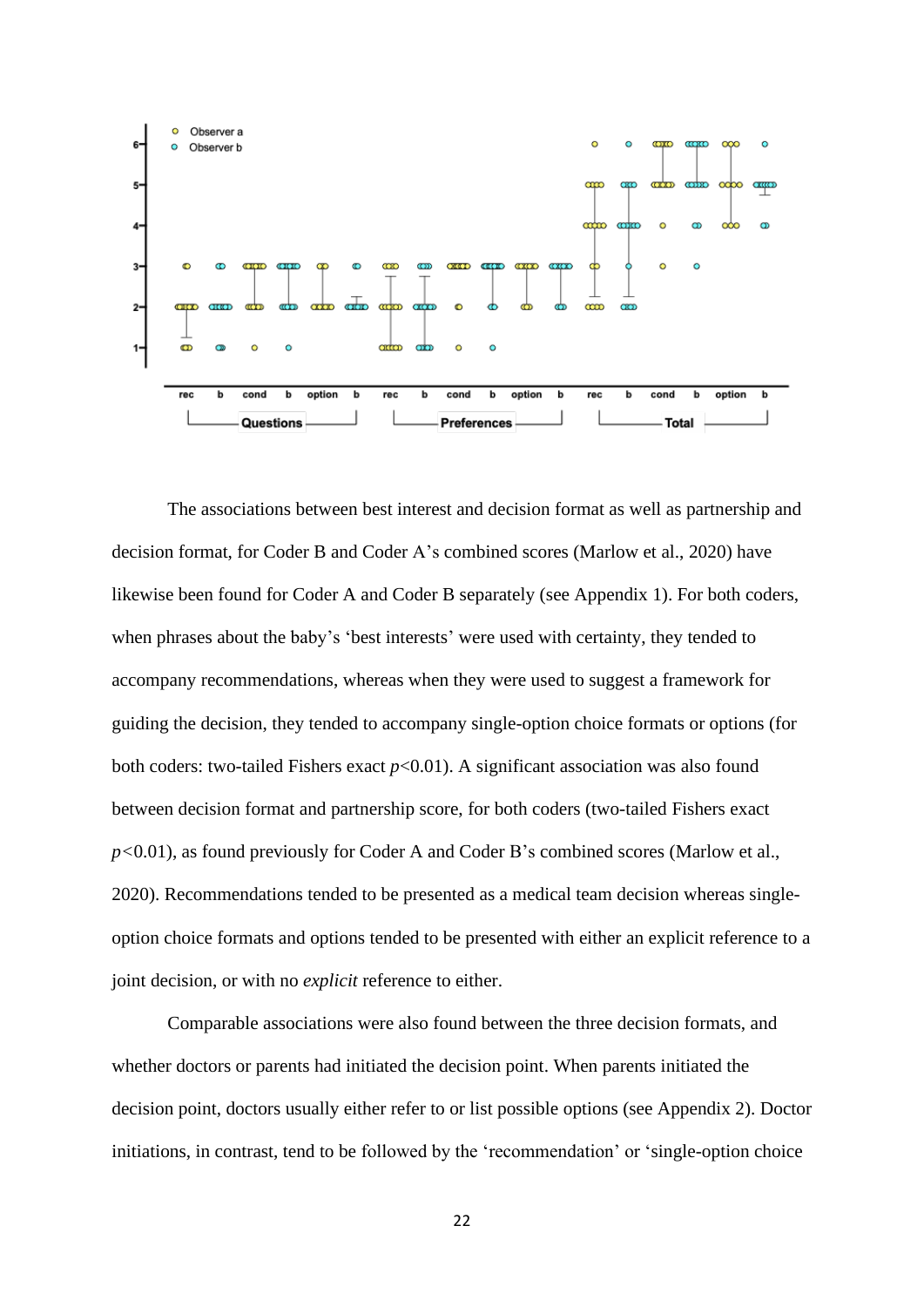The associations between best interest and decision format as well as partnership and decision format, for Coder B and Coder A's combined scores (Marlow et al., 2020) have likewise been found for Coder A and Coder B separately (see Appendix 1). For both coders, when phrases about the baby's 'best interests' were used with certainty, they tended to accompany recommendations, whereas when they were used to suggest a framework for guiding the decision, they tended to accompany single-option choice formats or options (for both coders: two-tailed Fishers exact $p<0.01$). A significant association was also found between decision format and partnership score, for both coders (two-tailed Fishers exact $p<0.01$), as found previously for Coder A and Coder B's combined scores (Marlow et al., 2020). Recommendations tended to be presented as a medical team decision whereas single-option choice formats and options tended to be presented with either an explicit reference to a joint decision, or with no *explicit* reference to either.

Comparable associations were also found between the three decision formats, and whether doctors or parents had initiated the decision point. When parents initiated the decision point, doctors usually either refer to or list possible options (see Appendix 2). Doctor initiations, in contrast, tend to be followed by the 'recommendation' or 'single-option choice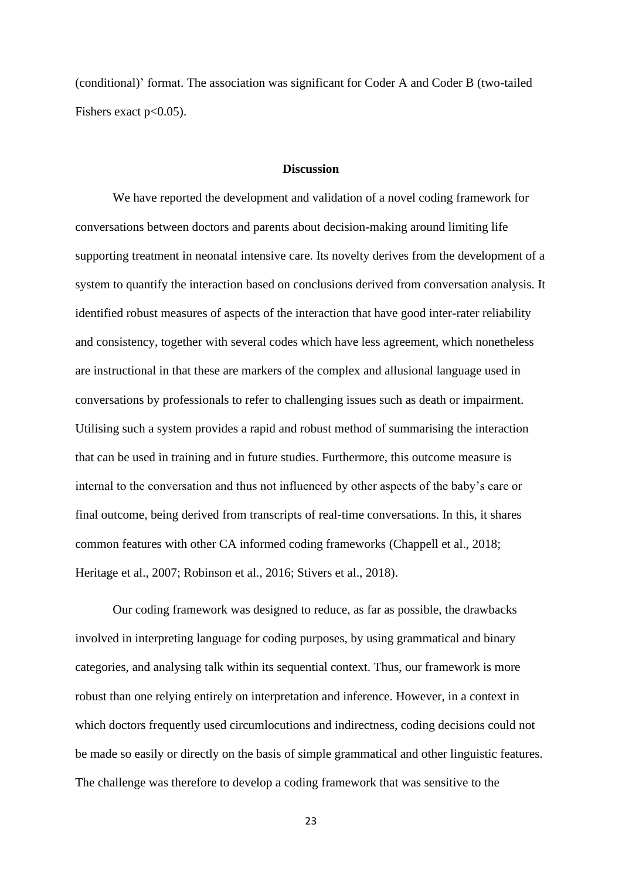(conditional)' format. The association was significant for Coder A and Coder B (two-tailed Fishers exact $p<0.05$).

## Discussion

We have reported the development and validation of a novel coding framework for conversations between doctors and parents about decision-making around limiting life supporting treatment in neonatal intensive care. Its novelty derives from the development of a system to quantify the interaction based on conclusions derived from conversation analysis. It identified robust measures of aspects of the interaction that have good inter-rater reliability and consistency, together with several codes which have less agreement, which nonetheless are instructional in that these are markers of the complex and allusional language used in conversations by professionals to refer to challenging issues such as death or impairment. Utilising such a system provides a rapid and robust method of summarising the interaction that can be used in training and in future studies. Furthermore, this outcome measure is internal to the conversation and thus not influenced by other aspects of the baby's care or final outcome, being derived from transcripts of real-time conversations. In this, it shares common features with other CA informed coding frameworks (Chappell et al., 2018; Heritage et al., 2007; Robinson et al., 2016; Stivers et al., 2018).

Our coding framework was designed to reduce, as far as possible, the drawbacks involved in interpreting language for coding purposes, by using grammatical and binary categories, and analysing talk within its sequential context. Thus, our framework is more robust than one relying entirely on interpretation and inference. However, in a context in which doctors frequently used circumlocutions and indirectness, coding decisions could not be made so easily or directly on the basis of simple grammatical and other linguistic features. The challenge was therefore to develop a coding framework that was sensitive to the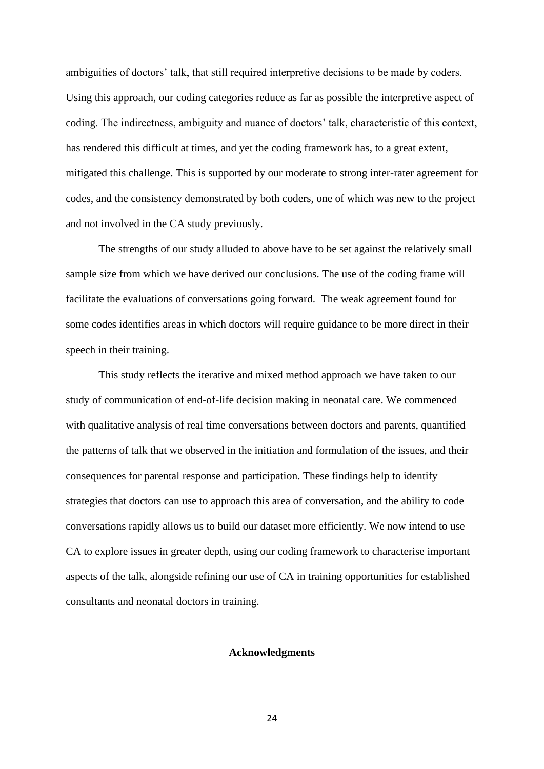ambiguities of doctors' talk, that still required interpretive decisions to be made by coders. Using this approach, our coding categories reduce as far as possible the interpretive aspect of coding. The indirectness, ambiguity and nuance of doctors' talk, characteristic of this context, has rendered this difficult at times, and yet the coding framework has, to a great extent, mitigated this challenge. This is supported by our moderate to strong inter-rater agreement for codes, and the consistency demonstrated by both coders, one of which was new to the project and not involved in the CA study previously.

The strengths of our study alluded to above have to be set against the relatively small sample size from which we have derived our conclusions. The use of the coding frame will facilitate the evaluations of conversations going forward. The weak agreement found for some codes identifies areas in which doctors will require guidance to be more direct in their speech in their training.

This study reflects the iterative and mixed method approach we have taken to our study of communication of end-of-life decision making in neonatal care. We commenced with qualitative analysis of real time conversations between doctors and parents, quantified the patterns of talk that we observed in the initiation and formulation of the issues, and their consequences for parental response and participation. These findings help to identify strategies that doctors can use to approach this area of conversation, and the ability to code conversations rapidly allows us to build our dataset more efficiently. We now intend to use CA to explore issues in greater depth, using our coding framework to characterise important aspects of the talk, alongside refining our use of CA in training opportunities for established consultants and neonatal doctors in training.

**Acknowledgments**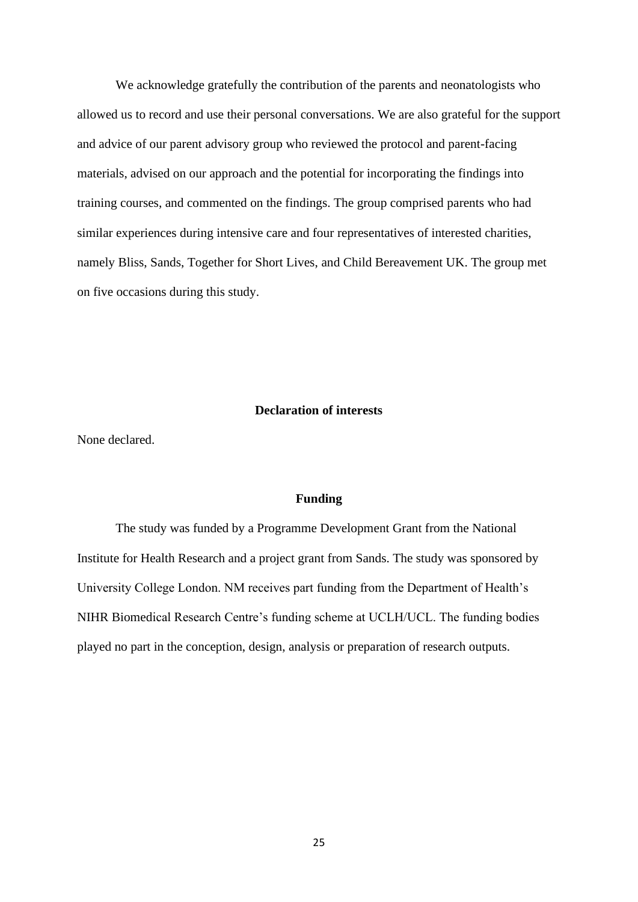We acknowledge gratefully the contribution of the parents and neonatologists who allowed us to record and use their personal conversations. We are also grateful for the support and advice of our parent advisory group who reviewed the protocol and parent-facing materials, advised on our approach and the potential for incorporating the findings into training courses, and commented on the findings. The group comprised parents who had similar experiences during intensive care and four representatives of interested charities, namely Bliss, Sands, Together for Short Lives, and Child Bereavement UK. The group met on five occasions during this study.

## Declaration of interests

None declared.

## Funding

The study was funded by a Programme Development Grant from the National Institute for Health Research and a project grant from Sands. The study was sponsored by University College London. NM receives part funding from the Department of Health's NIHR Biomedical Research Centre's funding scheme at UCLH/UCL. The funding bodies played no part in the conception, design, analysis or preparation of research outputs.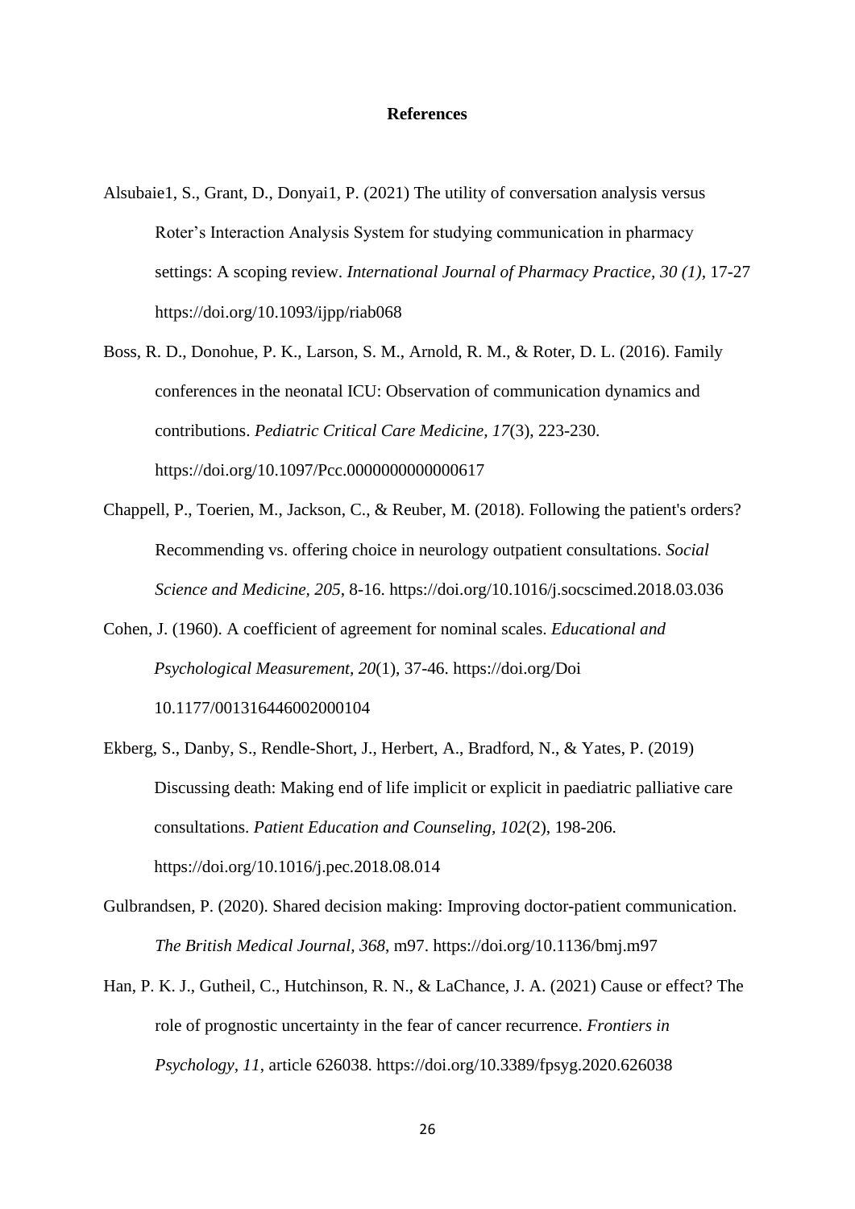**References**

Alsubaie1, S., Grant, D., Donyai1, P. (2021) The utility of conversation analysis versus Roter's Interaction Analysis System for studying communication in pharmacy settings: A scoping review. *International Journal of Pharmacy Practice, 30 (1)*, 17-27 https://doi.org/10.1093/ijpp/riab068

Boss, R. D., Donohue, P. K., Larson, S. M., Arnold, R. M., & Roter, D. L. (2016). Family conferences in the neonatal ICU: Observation of communication dynamics and contributions. *Pediatric Critical Care Medicine, 17*(3), 223-230. https://doi.org/10.1097/Pcc.0000000000000617

Chappell, P., Toerien, M., Jackson, C., & Reuber, M. (2018). Following the patient's orders? Recommending vs. offering choice in neurology outpatient consultations. *Social Science and Medicine, 205*, 8-16. https://doi.org/10.1016/j.socscimed.2018.03.036

Cohen, J. (1960). A coefficient of agreement for nominal scales. *Educational and Psychological Measurement, 20*(1), 37-46. https://doi.org/Doi 10.1177/001316446002000104

Ekberg, S., Danby, S., Rendle-Short, J., Herbert, A., Bradford, N., & Yates, P. (2019) Discussing death: Making end of life implicit or explicit in paediatric palliative care consultations. *Patient Education and Counseling, 102*(2), 198-206. https://doi.org/10.1016/j.pec.2018.08.014

Gulbrandsen, P. (2020). Shared decision making: Improving doctor-patient communication. *The British Medical Journal, 368*, m97. https://doi.org/10.1136/bmj.m97

Han, P. K. J., Gutheil, C., Hutchinson, R. N., & LaChance, J. A. (2021) Cause or effect? The role of prognostic uncertainty in the fear of cancer recurrence. *Frontiers in Psychology, 11*, article 626038. https://doi.org/10.3389/fpsyg.2020.626038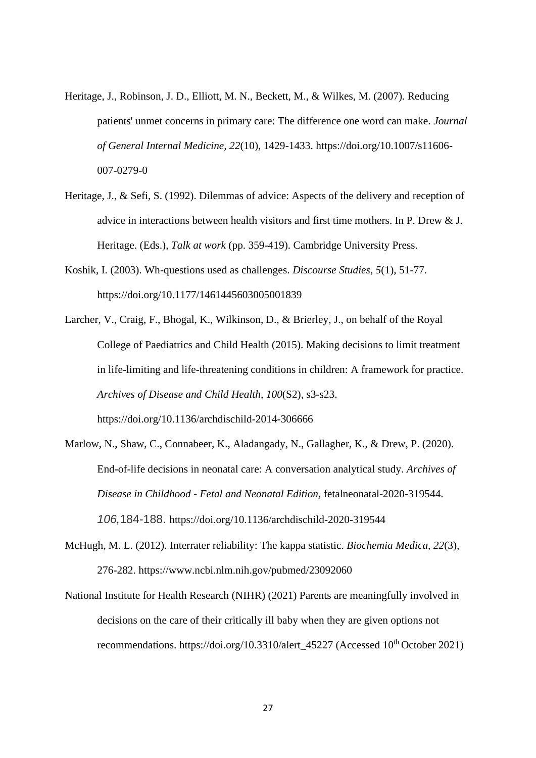Heritage, J., Robinson, J. D., Elliott, M. N., Beckett, M., & Wilkes, M. (2007). Reducing patients' unmet concerns in primary care: The difference one word can make. *Journal of General Internal Medicine, 22*(10), 1429-1433. https://doi.org/10.1007/s11606-007-0279-0

Heritage, J., & Sefi, S. (1992). Dilemmas of advice: Aspects of the delivery and reception of advice in interactions between health visitors and first time mothers. In P. Drew & J. Heritage. (Eds.), *Talk at work* (pp. 359-419). Cambridge University Press.

Koshik, I. (2003). Wh-questions used as challenges. *Discourse Studies, 5*(1), 51-77. https://doi.org/10.1177/14614456030050001839

Larcher, V., Craig, F., Bhogal, K., Wilkinson, D., & Brierley, J., on behalf of the Royal College of Paediatrics and Child Health (2015). Making decisions to limit treatment in life-limiting and life-threatening conditions in children: A framework for practice. *Archives of Disease and Child Health, 100*(S2), s3-s23. https://doi.org/10.1136/archdischild-2014-306666

Marlow, N., Shaw, C., Connabeer, K., Aladangady, N., Gallagher, K., & Drew, P. (2020). End-of-life decisions in neonatal care: A conversation analytical study. *Archives of Disease in Childhood - Fetal and Neonatal Edition,* fetalneonatal-2020-319544. *106,*184-188. https://doi.org/10.1136/archdischild-2020-319544

McHugh, M. L. (2012). Interrater reliability: The kappa statistic. *Biochemia Medica, 22*(3), 276-282. https://www.ncbi.nlm.nih.gov/pubmed/23092060

National Institute for Health Research (NIHR) (2021) Parents are meaningfully involved in decisions on the care of their critically ill baby when they are given options not recommendations. https://doi.org/10.3310/alert_45227 (Accessed 10th October 2021)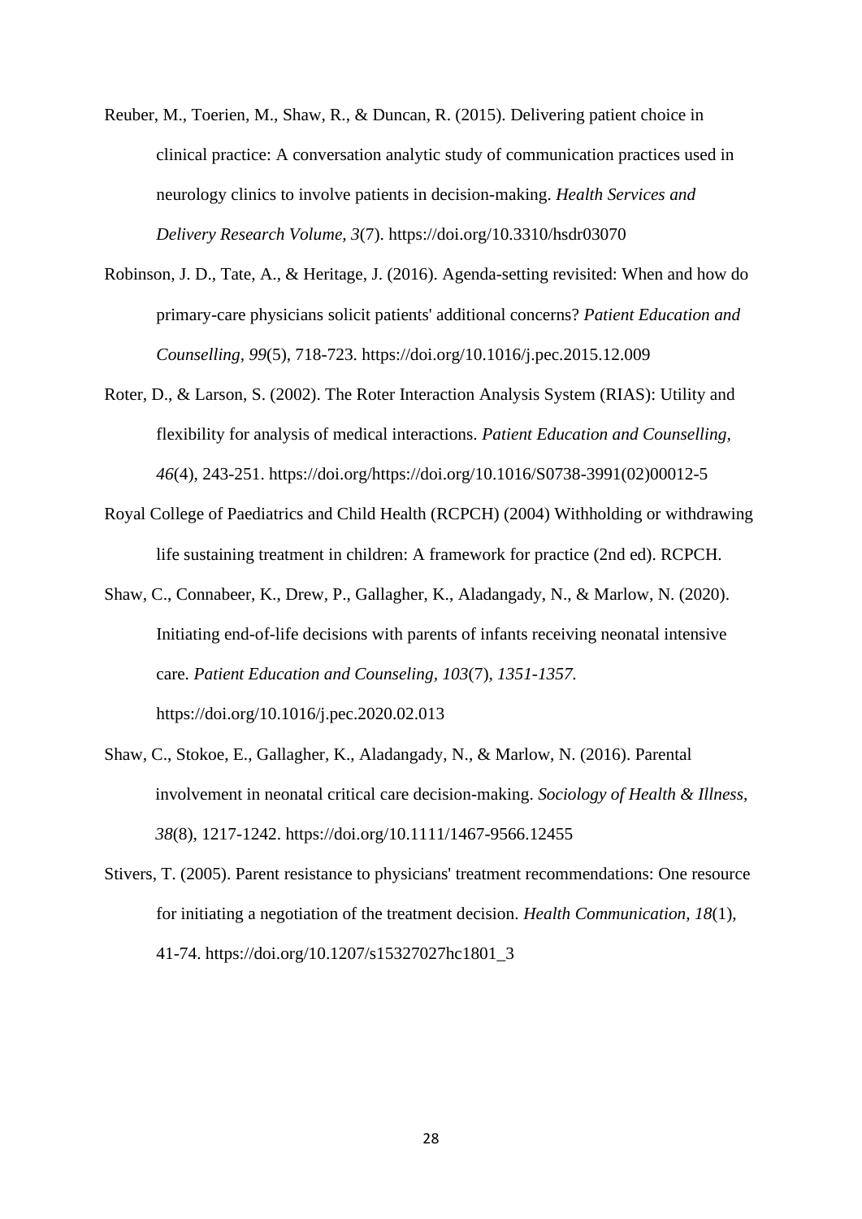Reuber, M., Toerien, M., Shaw, R., & Duncan, R. (2015). Delivering patient choice in clinical practice: A conversation analytic study of communication practices used in neurology clinics to involve patients in decision-making. *Health Services and Delivery Research Volume, 3*(7). https://doi.org/10.3310/hsdr03070

Robinson, J. D., Tate, A., & Heritage, J. (2016). Agenda-setting revisited: When and how do primary-care physicians solicit patients' additional concerns? *Patient Education and Counselling, 99*(5), 718-723. https://doi.org/10.1016/j.pec.2015.12.009

Roter, D., & Larson, S. (2002). The Roter Interaction Analysis System (RIAS): Utility and flexibility for analysis of medical interactions. *Patient Education and Counselling, 46*(4), 243-251. https://doi.org/https://doi.org/10.1016/S0738-3991(02)00012-5

Royal College of Paediatrics and Child Health (RCPCH) (2004) Withholding or withdrawing life sustaining treatment in children: A framework for practice (2nd ed). RCPCH.

Shaw, C., Connabeer, K., Drew, P., Gallagher, K., Aladangady, N., & Marlow, N. (2020). Initiating end-of-life decisions with parents of infants receiving neonatal intensive care. *Patient Education and Counseling, 103*(7), *1351-1357.* https://doi.org/10.1016/j.pec.2020.02.013

Shaw, C., Stokoe, E., Gallagher, K., Aladangady, N., & Marlow, N. (2016). Parental involvement in neonatal critical care decision-making. *Sociology of Health & Illness, 38*(8), 1217-1242. https://doi.org/10.1111/1467-9566.12455

Stivers, T. (2005). Parent resistance to physicians' treatment recommendations: One resource for initiating a negotiation of the treatment decision. *Health Communication, 18*(1), 41-74. https://doi.org/10.1207/s15327027hc1801_3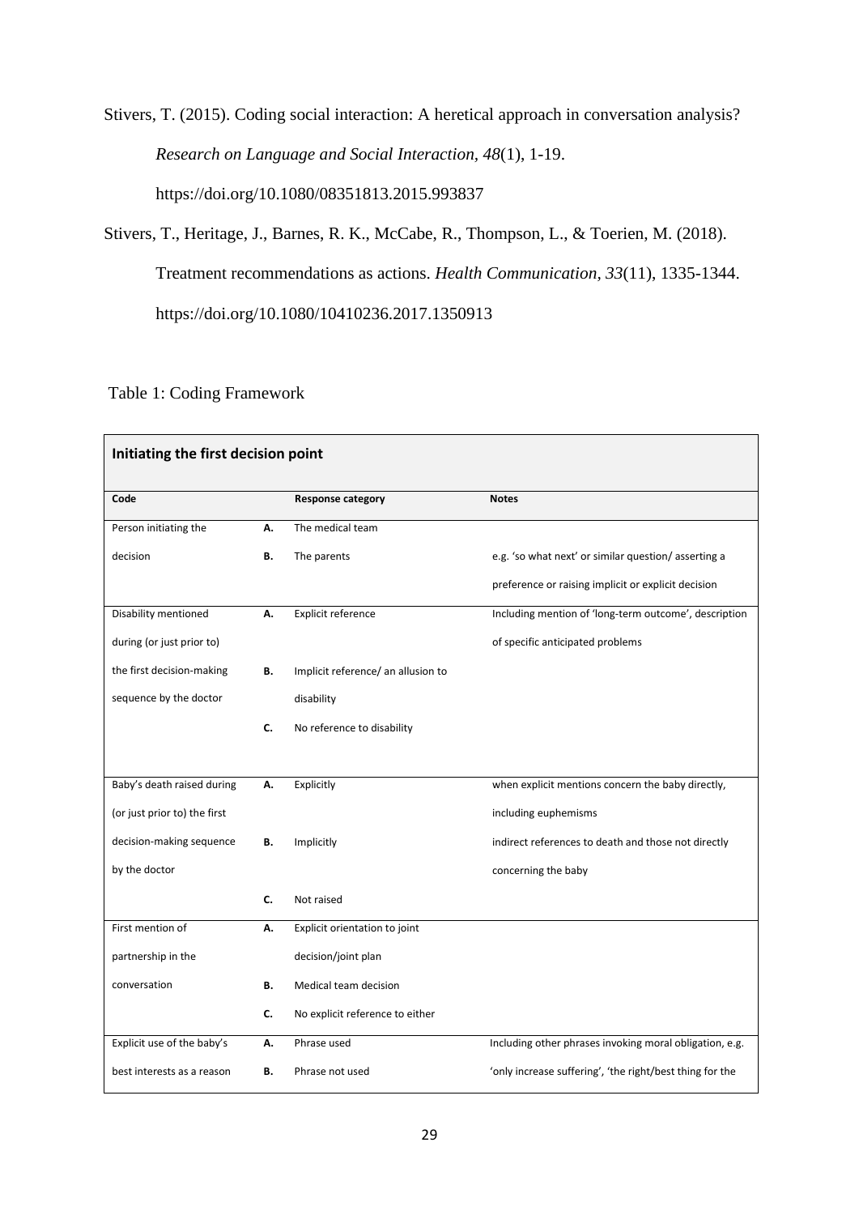Stivers, T. (2015). Coding social interaction: A heretical approach in conversation analysis? *Research on Language and Social Interaction, 48*(1), 1-19. https://doi.org/10.1080/08351813.2015.993837

Stivers, T., Heritage, J., Barnes, R. K., McCabe, R., Thompson, L., & Toerien, M. (2018). Treatment recommendations as actions. *Health Communication, 33*(11), 1335-1344. https://doi.org/10.1080/10410236.2017.1350913

Table 1: Coding Framework

| **Initiating the first decision point** | | | |
|---|---|---|---|
| **Code** | | **Response category** | **Notes** |
| Person initiating the decision | **A.** | The medical team | |
| | **B.** | The parents | e.g. 'so what next' or similar question/ asserting a preference or raising implicit or explicit decision |
| Disability mentioned during (or just prior to) the first decision-making sequence by the doctor | **A.** | Explicit reference | Including mention of 'long-term outcome', description of specific anticipated problems |
| | **B.** | Implicit reference/ an allusion to disability | |
| | **C.** | No reference to disability | |
| Baby's death raised during (or just prior to) the first decision-making sequence by the doctor | **A.** | Explicitly | when explicit mentions concern the baby directly, including euphemisms |
| | **B.** | Implicitly | indirect references to death and those not directly concerning the baby |
| | **C.** | Not raised | |
| First mention of partnership in the conversation | **A.** | Explicit orientation to joint decision/joint plan | |
| | **B.** | Medical team decision | |
| | **C.** | No explicit reference to either | |
| Explicit use of the baby's best interests as a reason | **A.** | Phrase used | Including other phrases invoking moral obligation, e.g. 'only increase suffering', 'the right/best thing for the |
| | **B.** | Phrase not used | |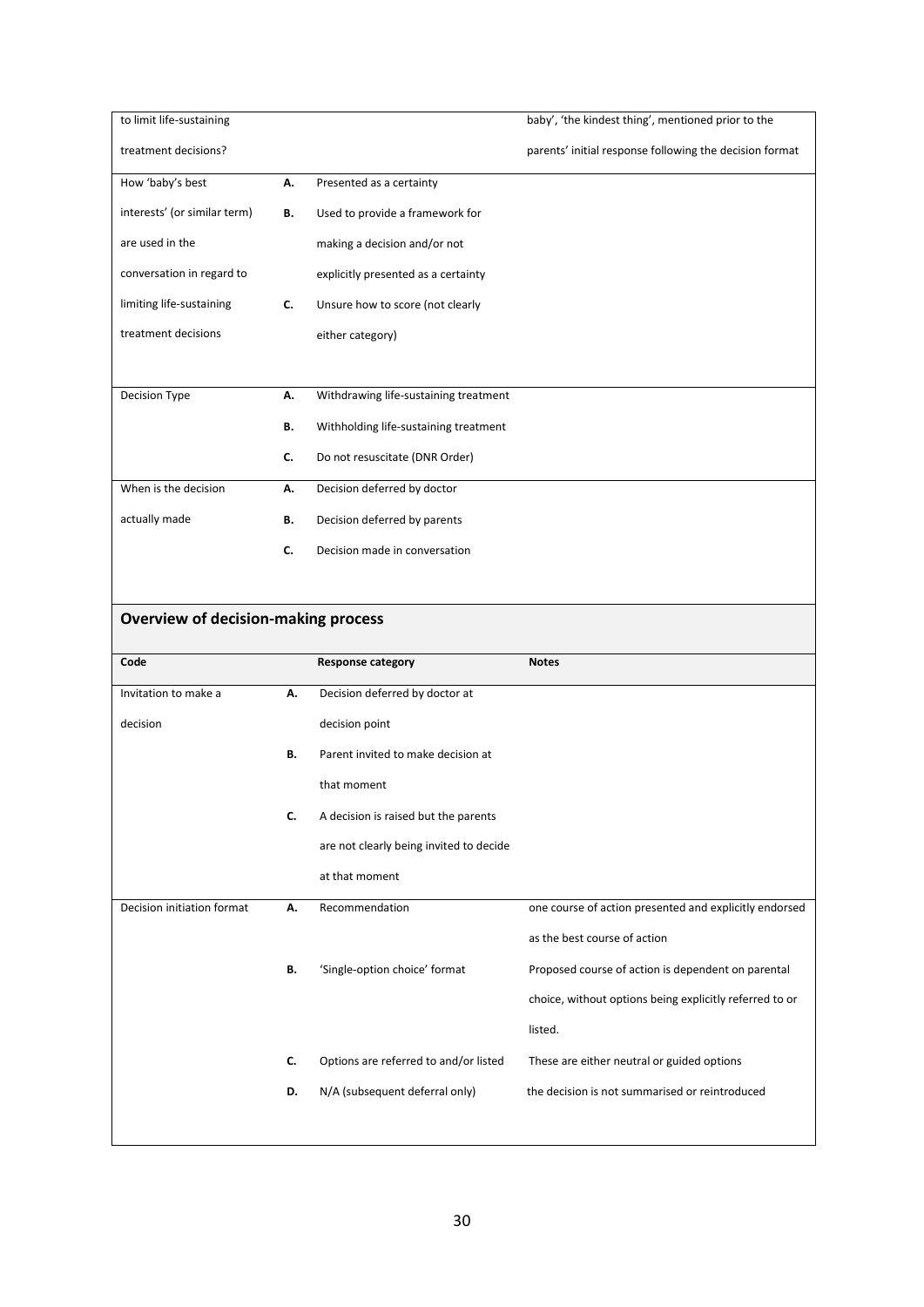| | | | |
|---|---|---|---|
| to limit life-sustaining treatment decisions? | | | baby', 'the kindest thing', mentioned prior to the parents' initial response following the decision format |
| How 'baby's best interests' (or similar term) are used in the conversation in regard to limiting life-sustaining treatment decisions | **A.** | Presented as a certainty | |
| | **B.** | Used to provide a framework for making a decision and/or not explicitly presented as a certainty | |
| | **C.** | Unsure how to score (not clearly either category) | |
| Decision Type | **A.** | Withdrawing life-sustaining treatment | |
| | **B.** | Withholding life-sustaining treatment | |
| | **C.** | Do not resuscitate (DNR Order) | |
| When is the decision actually made | **A.** | Decision deferred by doctor | |
| | **B.** | Decision deferred by parents | |
| | **C.** | Decision made in conversation | |

## Overview of decision-making process

| **Code** | | **Response category** | **Notes** |
|---|---|---|---|
| Invitation to make a decision | **A.** | Decision deferred by doctor at decision point | |
| | **B.** | Parent invited to make decision at that moment | |
| | **C.** | A decision is raised but the parents are not clearly being invited to decide at that moment | |
| Decision initiation format | **A.** | Recommendation | one course of action presented and explicitly endorsed as the best course of action |
| | **B.** | 'Single-option choice' format | Proposed course of action is dependent on parental choice, without options being explicitly referred to or listed. |
| | **C.** | Options are referred to and/or listed | These are either neutral or guided options |
| | **D.** | N/A (subsequent deferral only) | the decision is not summarised or reintroduced |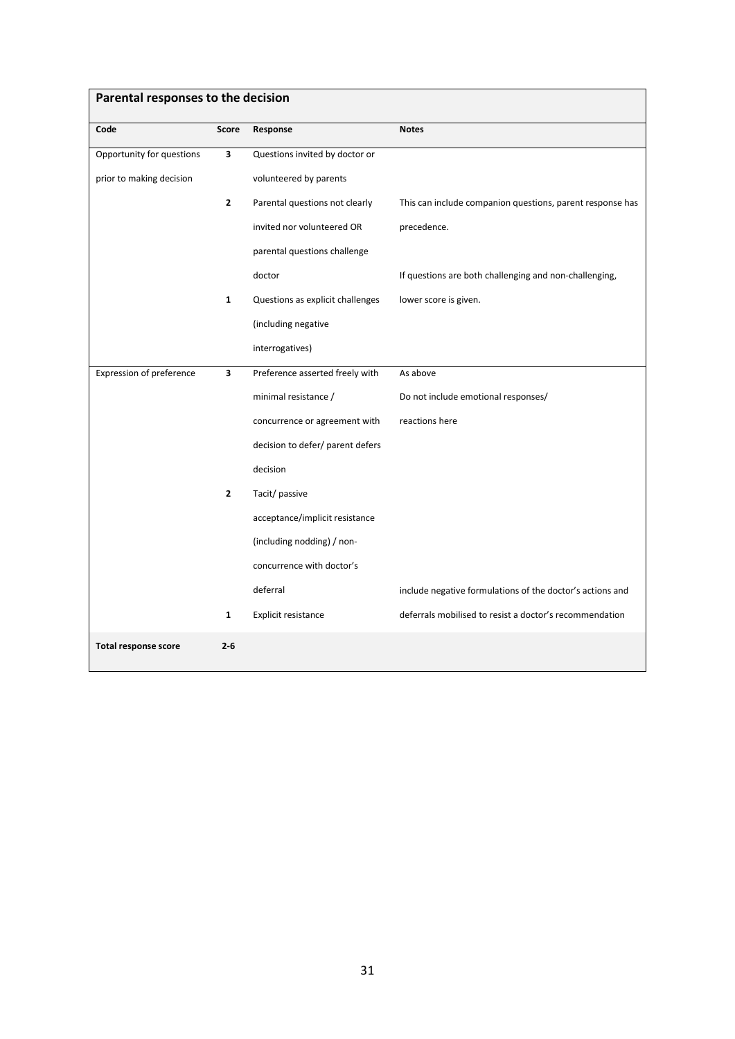**Parental responses to the decision**

| Code | Score | Response | Notes |
|---|---|---|---|
| Opportunity for questions prior to making decision | **3** | Questions invited by doctor or volunteered by parents | |
| | **2** | Parental questions not clearly invited nor volunteered OR parental questions challenge doctor | This can include companion questions, parent response has precedence. If questions are both challenging and non-challenging, lower score is given. |
| | **1** | Questions as explicit challenges (including negative interrogatives) | |
| Expression of preference | **3** | Preference asserted freely with minimal resistance / concurrence or agreement with decision to defer/ parent defers decision | As above Do not include emotional responses/ reactions here |
| | **2** | Tacit/ passive acceptance/implicit resistance (including nodding) / non-concurrence with doctor's deferral | include negative formulations of the doctor's actions and deferrals mobilised to resist a doctor's recommendation |
| | **1** | Explicit resistance | |
| **Total response score** | **2-6** | | |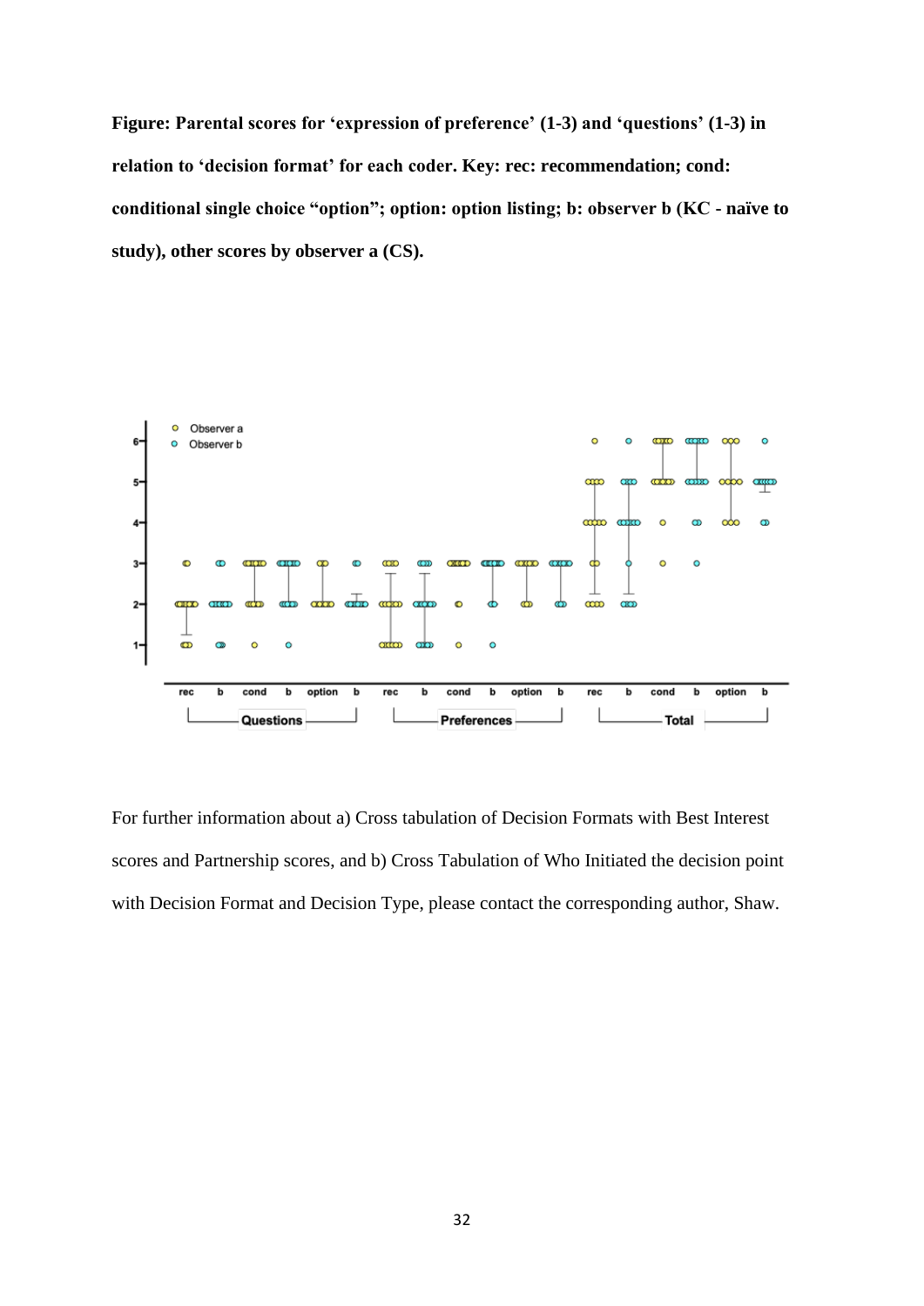**Figure: Parental scores for 'expression of preference' (1-3) and 'questions' (1-3) in relation to 'decision format' for each coder. Key: rec: recommendation; cond: conditional single choice "option"; option: option listing; b: observer b (KC - naïve to study), other scores by observer a (CS).**

Observer a

Observer b

6

5

4

3

2

1

rec b cond b option b rec b cond b option b rec b cond b option b

Questions

Preferences

Total

For further information about a) Cross tabulation of Decision Formats with Best Interest scores and Partnership scores, and b) Cross Tabulation of Who Initiated the decision point with Decision Format and Decision Type, please contact the corresponding author, Shaw.